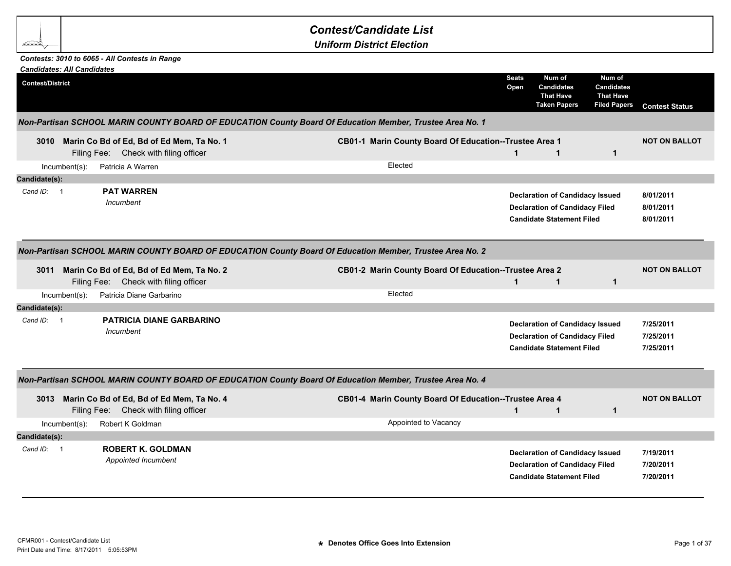# Contest/Candidate List

## Uniform District Election

***Contests: 3010 to 6065 - All Contests in Range***
***Candidates: All Candidates***

| Contest/District | Seats Open | Num of Candidates That Have Taken Papers | Num of Candidates That Have Filed Papers | Contest Status |
|---|---|---|---|---|

### *Non-Partisan SCHOOL MARIN COUNTY BOARD OF EDUCATION County Board Of Education Member, Trustee Area No. 1*

**3010 Marin Co Bd of Ed, Bd of Ed Mem, Ta No. 1** — **CB01-1 Marin County Board Of Education--Trustee Area 1** — **NOT ON BALLOT**

Filing Fee: Check with filing officer

| Seats Open | Num of Candidates That Have Taken Papers | Num of Candidates That Have Filed Papers |
|---|---|---|
| 1 | 1 | 1 |

Incumbent(s): Patricia A Warren — Elected

**Candidate(s):**

Cand ID: 1 — **PAT WARREN** *Incumbent*

| | |
|---|---|
| **Declaration of Candidacy Issued** | **8/01/2011** |
| **Declaration of Candidacy Filed** | **8/01/2011** |
| **Candidate Statement Filed** | **8/01/2011** |

### *Non-Partisan SCHOOL MARIN COUNTY BOARD OF EDUCATION County Board Of Education Member, Trustee Area No. 2*

**3011 Marin Co Bd of Ed, Bd of Ed Mem, Ta No. 2** — **CB01-2 Marin County Board Of Education--Trustee Area 2** — **NOT ON BALLOT**

Filing Fee: Check with filing officer

| Seats Open | Num of Candidates That Have Taken Papers | Num of Candidates That Have Filed Papers |
|---|---|---|
| 1 | 1 | 1 |

Incumbent(s): Patricia Diane Garbarino — Elected

**Candidate(s):**

Cand ID: 1 — **PATRICIA DIANE GARBARINO** *Incumbent*

| | |
|---|---|
| **Declaration of Candidacy Issued** | **7/25/2011** |
| **Declaration of Candidacy Filed** | **7/25/2011** |
| **Candidate Statement Filed** | **7/25/2011** |

### *Non-Partisan SCHOOL MARIN COUNTY BOARD OF EDUCATION County Board Of Education Member, Trustee Area No. 4*

**3013 Marin Co Bd of Ed, Bd of Ed Mem, Ta No. 4** — **CB01-4 Marin County Board Of Education--Trustee Area 4** — **NOT ON BALLOT**

Filing Fee: Check with filing officer

| Seats Open | Num of Candidates That Have Taken Papers | Num of Candidates That Have Filed Papers |
|---|---|---|
| 1 | 1 | 1 |

Incumbent(s): Robert K Goldman — Appointed to Vacancy

**Candidate(s):**

Cand ID: 1 — **ROBERT K. GOLDMAN** *Appointed Incumbent*

| | |
|---|---|
| **Declaration of Candidacy Issued** | **7/19/2011** |
| **Declaration of Candidacy Filed** | **7/20/2011** |
| **Candidate Statement Filed** | **7/20/2011** |

CFMR001 - Contest/Candidate List
Print Date and Time: 8/17/2011 5:05:53PM

**\* Denotes Office Goes Into Extension**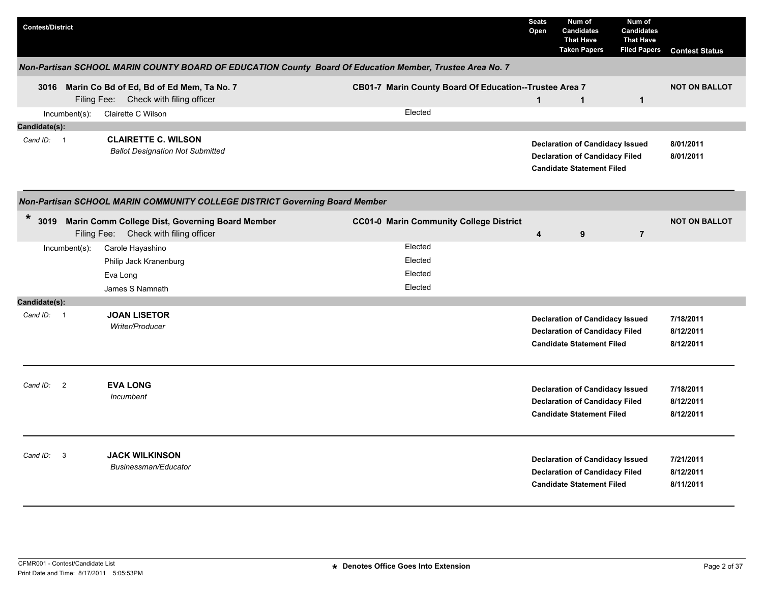| Contest/District | | Seats Open | Num of Candidates That Have Taken Papers | Num of Candidates That Have Filed Papers | Contest Status |
|---|---|---|---|---|---|

### *Non-Partisan SCHOOL MARIN COUNTY BOARD OF EDUCATION County Board Of Education Member, Trustee Area No. 7*

| Contest/District | | Seats Open | Num of Candidates That Have Taken Papers | Num of Candidates That Have Filed Papers | Contest Status |
|---|---|---|---|---|---|
| **3016 Marin Co Bd of Ed, Bd of Ed Mem, Ta No. 7** Filing Fee: Check with filing officer | **CB01-7 Marin County Board Of Education--Trustee Area 7** | **1** | **1** | **1** | **NOT ON BALLOT** |

Incumbent(s): Clairette C Wilson — Elected

**Candidate(s):**

| Cand ID | Candidate | Status | Date |
|---|---|---|---|
| 1 | **CLAIRETTE C. WILSON** *Ballot Designation Not Submitted* | **Declaration of Candidacy Issued** | **8/01/2011** |
| | | **Declaration of Candidacy Filed** | **8/01/2011** |
| | | **Candidate Statement Filed** | |

### *Non-Partisan SCHOOL MARIN COMMUNITY COLLEGE DISTRICT Governing Board Member*

| Contest/District | | Seats Open | Num of Candidates That Have Taken Papers | Num of Candidates That Have Filed Papers | Contest Status |
|---|---|---|---|---|---|
| * **3019 Marin Comm College Dist, Governing Board Member** Filing Fee: Check with filing officer | **CC01-0 Marin Community College District** | **4** | **9** | **7** | **NOT ON BALLOT** |

Incumbent(s):

| Incumbent | Status |
|---|---|
| Carole Hayashino | Elected |
| Philip Jack Kranenburg | Elected |
| Eva Long | Elected |
| James S Namnath | Elected |

**Candidate(s):**

| Cand ID | Candidate | Status | Date |
|---|---|---|---|
| 1 | **JOAN LISETOR** *Writer/Producer* | **Declaration of Candidacy Issued** | **7/18/2011** |
| | | **Declaration of Candidacy Filed** | **8/12/2011** |
| | | **Candidate Statement Filed** | **8/12/2011** |
| 2 | **EVA LONG** *Incumbent* | **Declaration of Candidacy Issued** | **7/18/2011** |
| | | **Declaration of Candidacy Filed** | **8/12/2011** |
| | | **Candidate Statement Filed** | **8/12/2011** |
| 3 | **JACK WILKINSON** *Businessman/Educator* | **Declaration of Candidacy Issued** | **7/21/2011** |
| | | **Declaration of Candidacy Filed** | **8/12/2011** |
| | | **Candidate Statement Filed** | **8/11/2011** |

CFMR001 - Contest/Candidate List
Print Date and Time: 8/17/2011 5:05:53PM

* **Denotes Office Goes Into Extension**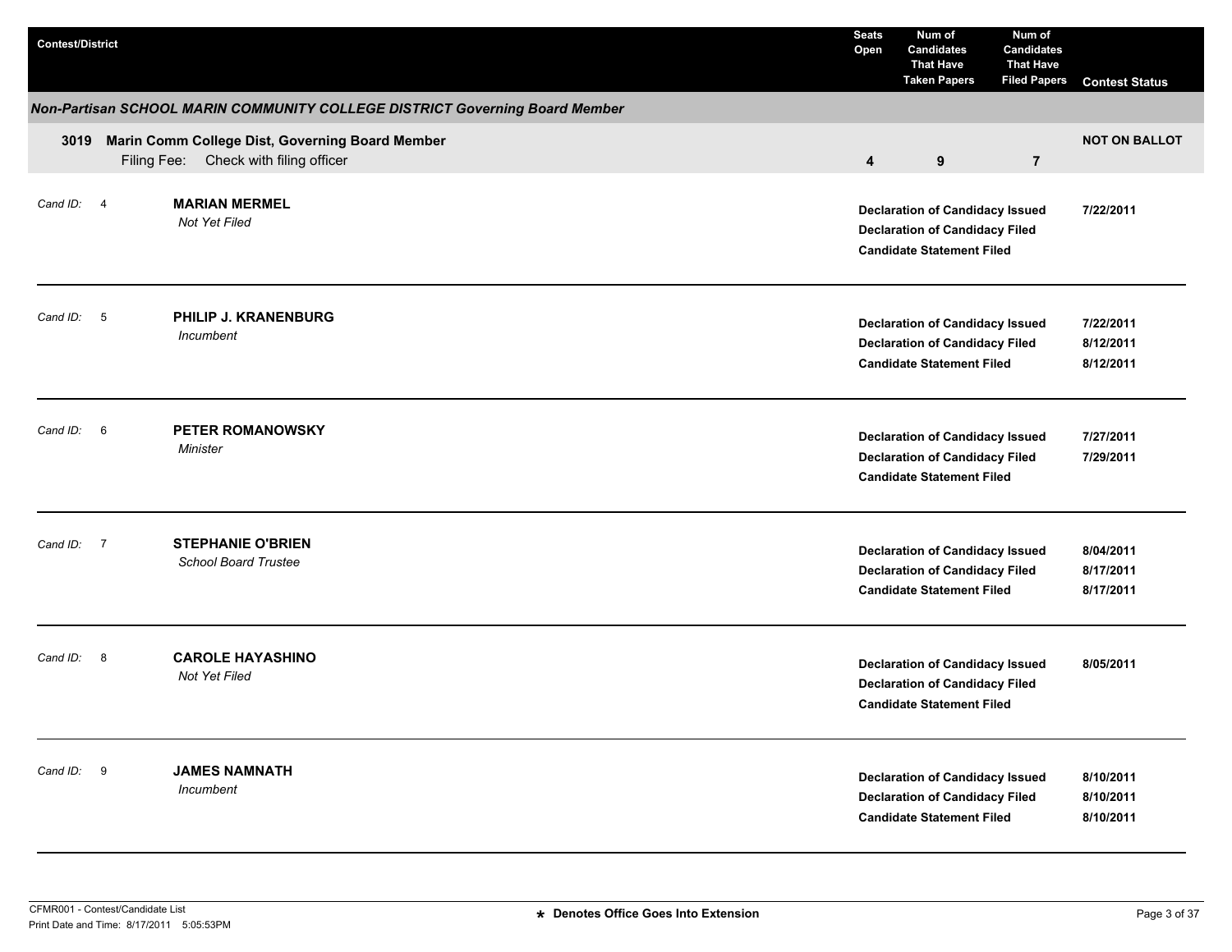| Contest/District | Seats Open | Num of Candidates That Have Taken Papers | Num of Candidates That Have Filed Papers | Contest Status |
|---|---|---|---|---|

### *Non-Partisan SCHOOL MARIN COMMUNITY COLLEGE DISTRICT Governing Board Member*

| Contest/District | Seats Open | Num of Candidates That Have Taken Papers | Num of Candidates That Have Filed Papers | Contest Status |
|---|---|---|---|---|
| **3019 Marin Comm College Dist, Governing Board Member**<br>Filing Fee: Check with filing officer | **4** | **9** | **7** | **NOT ON BALLOT** |

| Cand ID | Candidate | Status | Date |
|---|---|---|---|
| 4 | **MARIAN MERMEL**<br>*Not Yet Filed* | **Declaration of Candidacy Issued** | **7/22/2011** |
| | | **Declaration of Candidacy Filed** | |
| | | **Candidate Statement Filed** | |
| 5 | **PHILIP J. KRANENBURG**<br>*Incumbent* | **Declaration of Candidacy Issued** | **7/22/2011** |
| | | **Declaration of Candidacy Filed** | **8/12/2011** |
| | | **Candidate Statement Filed** | **8/12/2011** |
| 6 | **PETER ROMANOWSKY**<br>*Minister* | **Declaration of Candidacy Issued** | **7/27/2011** |
| | | **Declaration of Candidacy Filed** | **7/29/2011** |
| | | **Candidate Statement Filed** | |
| 7 | **STEPHANIE O'BRIEN**<br>*School Board Trustee* | **Declaration of Candidacy Issued** | **8/04/2011** |
| | | **Declaration of Candidacy Filed** | **8/17/2011** |
| | | **Candidate Statement Filed** | **8/17/2011** |
| 8 | **CAROLE HAYASHINO**<br>*Not Yet Filed* | **Declaration of Candidacy Issued** | **8/05/2011** |
| | | **Declaration of Candidacy Filed** | |
| | | **Candidate Statement Filed** | |
| 9 | **JAMES NAMNATH**<br>*Incumbent* | **Declaration of Candidacy Issued** | **8/10/2011** |
| | | **Declaration of Candidacy Filed** | **8/10/2011** |
| | | **Candidate Statement Filed** | **8/10/2011** |

CFMR001 - Contest/Candidate List
Print Date and Time: 8/17/2011 5:05:53PM

**\* Denotes Office Goes Into Extension**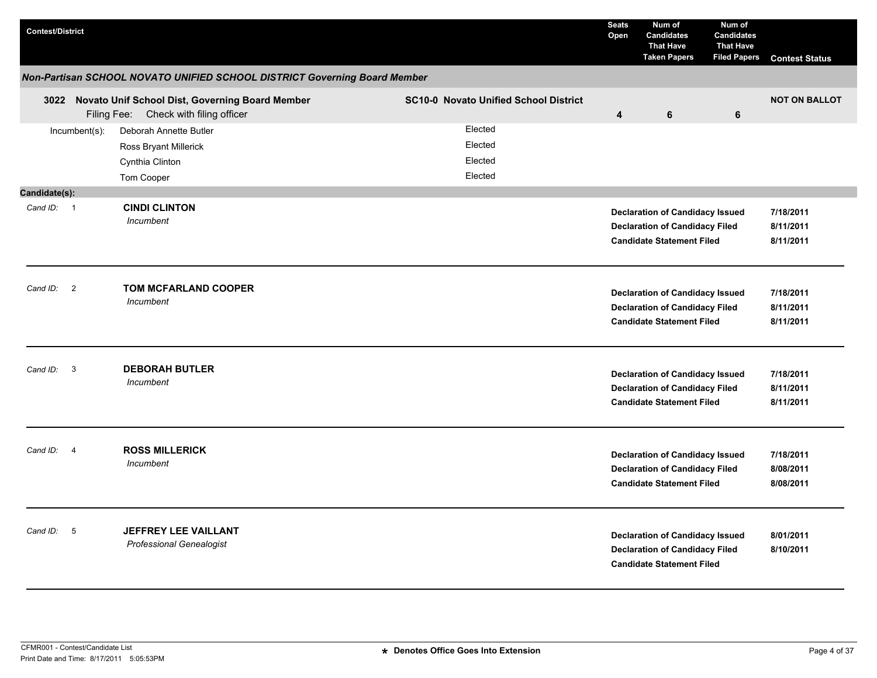| Contest/District | | Seats Open | Num of Candidates That Have Taken Papers | Num of Candidates That Have Filed Papers | Contest Status |
|---|---|---|---|---|---|

## *Non-Partisan SCHOOL NOVATO UNIFIED SCHOOL DISTRICT Governing Board Member*

| Contest/District | District | Seats Open | Num of Candidates That Have Taken Papers | Num of Candidates That Have Filed Papers | Contest Status |
|---|---|---|---|---|---|
| **3022 Novato Unif School Dist, Governing Board Member** Filing Fee: Check with filing officer | **SC10-0 Novato Unified School District** | **4** | **6** | **6** | **NOT ON BALLOT** |

| Incumbent(s): | |
|---|---|
| Deborah Annette Butler | Elected |
| Ross Bryant Millerick | Elected |
| Cynthia Clinton | Elected |
| Tom Cooper | Elected |

**Candidate(s):**

| Cand ID | Candidate | Status | Date |
|---|---|---|---|
| 1 | **CINDI CLINTON** *Incumbent* | **Declaration of Candidacy Issued** | **7/18/2011** |
| | | **Declaration of Candidacy Filed** | **8/11/2011** |
| | | **Candidate Statement Filed** | **8/11/2011** |
| 2 | **TOM MCFARLAND COOPER** *Incumbent* | **Declaration of Candidacy Issued** | **7/18/2011** |
| | | **Declaration of Candidacy Filed** | **8/11/2011** |
| | | **Candidate Statement Filed** | **8/11/2011** |
| 3 | **DEBORAH BUTLER** *Incumbent* | **Declaration of Candidacy Issued** | **7/18/2011** |
| | | **Declaration of Candidacy Filed** | **8/11/2011** |
| | | **Candidate Statement Filed** | **8/11/2011** |
| 4 | **ROSS MILLERICK** *Incumbent* | **Declaration of Candidacy Issued** | **7/18/2011** |
| | | **Declaration of Candidacy Filed** | **8/08/2011** |
| | | **Candidate Statement Filed** | **8/08/2011** |
| 5 | **JEFFREY LEE VAILLANT** *Professional Genealogist* | **Declaration of Candidacy Issued** | **8/01/2011** |
| | | **Declaration of Candidacy Filed** | **8/10/2011** |
| | | **Candidate Statement Filed** | |

CFMR001 - Contest/Candidate List
Print Date and Time: 8/17/2011 5:05:53PM

* Denotes Office Goes Into Extension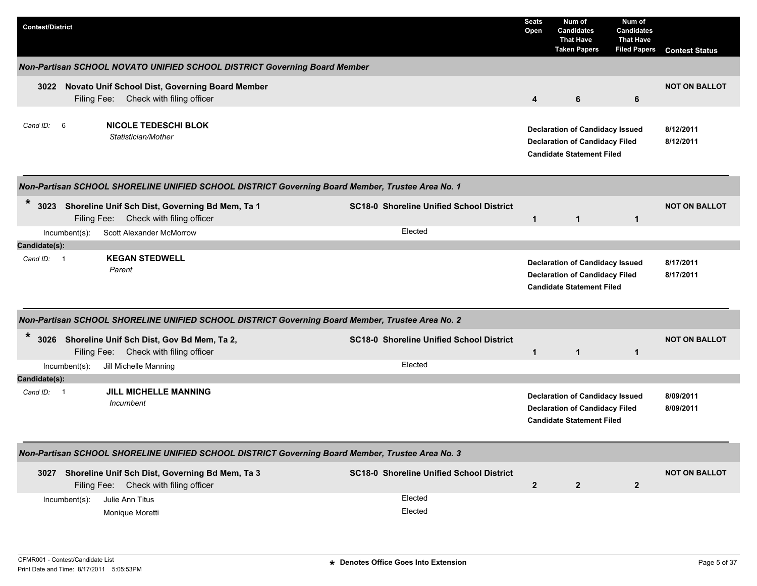| Contest/District | | Seats Open | Num of Candidates That Have Taken Papers | Num of Candidates That Have Filed Papers | Contest Status |
|---|---|---|---|---|---|

### Non-Partisan SCHOOL NOVATO UNIFIED SCHOOL DISTRICT Governing Board Member

| Contest/District | | Seats Open | Num of Candidates That Have Taken Papers | Num of Candidates That Have Filed Papers | Contest Status |
|---|---|---|---|---|---|
| **3022 Novato Unif School Dist, Governing Board Member**<br>Filing Fee: Check with filing officer | | **4** | **6** | **6** | **NOT ON BALLOT** |

Cand ID: 6 — **NICOLE TEDESCHI BLOK**
*Statistician/Mother*

| | |
|---|---|
| **Declaration of Candidacy Issued** | **8/12/2011** |
| **Declaration of Candidacy Filed** | **8/12/2011** |
| **Candidate Statement Filed** | |

### Non-Partisan SCHOOL SHORELINE UNIFIED SCHOOL DISTRICT Governing Board Member, Trustee Area No. 1

| Contest/District | | Seats Open | Num of Candidates That Have Taken Papers | Num of Candidates That Have Filed Papers | Contest Status |
|---|---|---|---|---|---|
| * **3023 Shoreline Unif Sch Dist, Governing Bd Mem, Ta 1**<br>Filing Fee: Check with filing officer | **SC18-0 Shoreline Unified School District** | **1** | **1** | **1** | **NOT ON BALLOT** |
| Incumbent(s): Scott Alexander McMorrow | Elected | | | | |

**Candidate(s):**

Cand ID: 1 — **KEGAN STEDWELL**
*Parent*

| | |
|---|---|
| **Declaration of Candidacy Issued** | **8/17/2011** |
| **Declaration of Candidacy Filed** | **8/17/2011** |
| **Candidate Statement Filed** | |

### Non-Partisan SCHOOL SHORELINE UNIFIED SCHOOL DISTRICT Governing Board Member, Trustee Area No. 2

| Contest/District | | Seats Open | Num of Candidates That Have Taken Papers | Num of Candidates That Have Filed Papers | Contest Status |
|---|---|---|---|---|---|
| * **3026 Shoreline Unif Sch Dist, Gov Bd Mem, Ta 2,**<br>Filing Fee: Check with filing officer | **SC18-0 Shoreline Unified School District** | **1** | **1** | **1** | **NOT ON BALLOT** |
| Incumbent(s): Jill Michelle Manning | Elected | | | | |

**Candidate(s):**

Cand ID: 1 — **JILL MICHELLE MANNING**
*Incumbent*

| | |
|---|---|
| **Declaration of Candidacy Issued** | **8/09/2011** |
| **Declaration of Candidacy Filed** | **8/09/2011** |
| **Candidate Statement Filed** | |

### Non-Partisan SCHOOL SHORELINE UNIFIED SCHOOL DISTRICT Governing Board Member, Trustee Area No. 3

| Contest/District | | Seats Open | Num of Candidates That Have Taken Papers | Num of Candidates That Have Filed Papers | Contest Status |
|---|---|---|---|---|---|
| **3027 Shoreline Unif Sch Dist, Governing Bd Mem, Ta 3**<br>Filing Fee: Check with filing officer | **SC18-0 Shoreline Unified School District** | **2** | **2** | **2** | **NOT ON BALLOT** |
| Incumbent(s): Julie Ann Titus | Elected | | | | |
| Monique Moretti | Elected | | | | |

CFMR001 - Contest/Candidate List
Print Date and Time: 8/17/2011 5:05:53PM

\* Denotes Office Goes Into Extension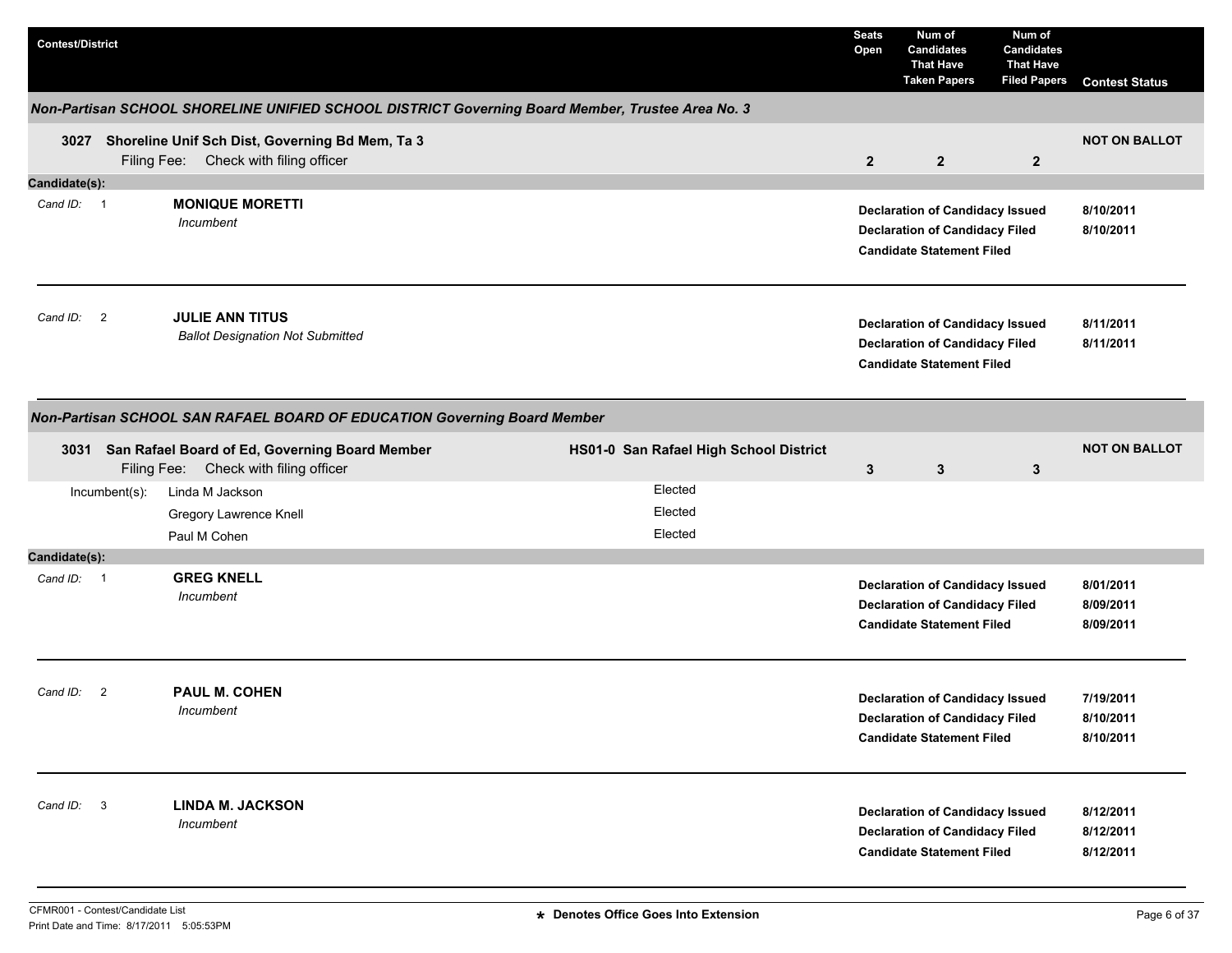| Contest/District | Seats Open | Num of Candidates That Have Taken Papers | Num of Candidates That Have Filed Papers | Contest Status |
|---|---|---|---|---|

***Non-Partisan SCHOOL SHORELINE UNIFIED SCHOOL DISTRICT Governing Board Member, Trustee Area No. 3***

| Contest/District | Seats Open | Num of Candidates That Have Taken Papers | Num of Candidates That Have Filed Papers | Contest Status |
|---|---|---|---|---|
| **3027 Shoreline Unif Sch Dist, Governing Bd Mem, Ta 3** Filing Fee: Check with filing officer | **2** | **2** | **2** | **NOT ON BALLOT** |

**Candidate(s):**

| Cand ID | Candidate | Status | Date |
|---|---|---|---|
| 1 | **MONIQUE MORETTI** *Incumbent* | **Declaration of Candidacy Issued** | **8/10/2011** |
| | | **Declaration of Candidacy Filed** | **8/10/2011** |
| | | **Candidate Statement Filed** | |
| 2 | **JULIE ANN TITUS** *Ballot Designation Not Submitted* | **Declaration of Candidacy Issued** | **8/11/2011** |
| | | **Declaration of Candidacy Filed** | **8/11/2011** |
| | | **Candidate Statement Filed** | |

***Non-Partisan SCHOOL SAN RAFAEL BOARD OF EDUCATION Governing Board Member***

| Contest/District | | Seats Open | Num of Candidates That Have Taken Papers | Num of Candidates That Have Filed Papers | Contest Status |
|---|---|---|---|---|---|
| **3031 San Rafael Board of Ed, Governing Board Member** Filing Fee: Check with filing officer | **HS01-0 San Rafael High School District** | **3** | **3** | **3** | **NOT ON BALLOT** |

| Incumbent(s): | |
|---|---|
| Linda M Jackson | Elected |
| Gregory Lawrence Knell | Elected |
| Paul M Cohen | Elected |

**Candidate(s):**

| Cand ID | Candidate | Status | Date |
|---|---|---|---|
| 1 | **GREG KNELL** *Incumbent* | **Declaration of Candidacy Issued** | **8/01/2011** |
| | | **Declaration of Candidacy Filed** | **8/09/2011** |
| | | **Candidate Statement Filed** | **8/09/2011** |
| 2 | **PAUL M. COHEN** *Incumbent* | **Declaration of Candidacy Issued** | **7/19/2011** |
| | | **Declaration of Candidacy Filed** | **8/10/2011** |
| | | **Candidate Statement Filed** | **8/10/2011** |
| 3 | **LINDA M. JACKSON** *Incumbent* | **Declaration of Candidacy Issued** | **8/12/2011** |
| | | **Declaration of Candidacy Filed** | **8/12/2011** |
| | | **Candidate Statement Filed** | **8/12/2011** |

CFMR001 - Contest/Candidate List
Print Date and Time: 8/17/2011 5:05:53PM

**\* Denotes Office Goes Into Extension**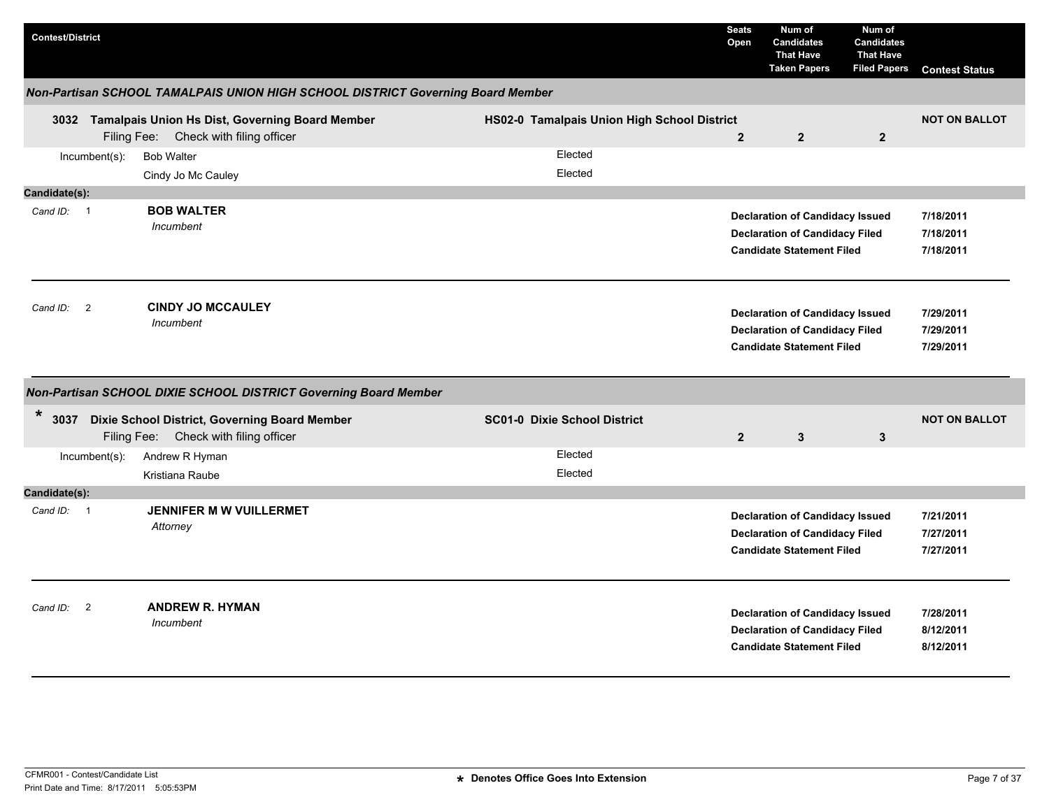| Contest/District | | Seats Open | Num of Candidates That Have Taken Papers | Num of Candidates That Have Filed Papers | Contest Status |
|---|---|---|---|---|---|

### *Non-Partisan SCHOOL TAMALPAIS UNION HIGH SCHOOL DISTRICT Governing Board Member*

| | | Seats Open | Taken Papers | Filed Papers | Contest Status |
|---|---|---|---|---|---|
| **3032 Tamalpais Union Hs Dist, Governing Board Member** Filing Fee: Check with filing officer | **HS02-0 Tamalpais Union High School District** | **2** | **2** | **2** | **NOT ON BALLOT** |

Incumbent(s):
- Bob Walter — Elected
- Cindy Jo Mc Cauley — Elected

**Candidate(s):**

Cand ID: 1 — **BOB WALTER**
*Incumbent*

| | |
|---|---|
| **Declaration of Candidacy Issued** | **7/18/2011** |
| **Declaration of Candidacy Filed** | **7/18/2011** |
| **Candidate Statement Filed** | **7/18/2011** |

Cand ID: 2 — **CINDY JO MCCAULEY**
*Incumbent*

| | |
|---|---|
| **Declaration of Candidacy Issued** | **7/29/2011** |
| **Declaration of Candidacy Filed** | **7/29/2011** |
| **Candidate Statement Filed** | **7/29/2011** |

### *Non-Partisan SCHOOL DIXIE SCHOOL DISTRICT Governing Board Member*

| | | Seats Open | Taken Papers | Filed Papers | Contest Status |
|---|---|---|---|---|---|
| * **3037 Dixie School District, Governing Board Member** Filing Fee: Check with filing officer | **SC01-0 Dixie School District** | **2** | **3** | **3** | **NOT ON BALLOT** |

Incumbent(s):
- Andrew R Hyman — Elected
- Kristiana Raube — Elected

**Candidate(s):**

Cand ID: 1 — **JENNIFER M W VUILLERMET**
*Attorney*

| | |
|---|---|
| **Declaration of Candidacy Issued** | **7/21/2011** |
| **Declaration of Candidacy Filed** | **7/27/2011** |
| **Candidate Statement Filed** | **7/27/2011** |

Cand ID: 2 — **ANDREW R. HYMAN**
*Incumbent*

| | |
|---|---|
| **Declaration of Candidacy Issued** | **7/28/2011** |
| **Declaration of Candidacy Filed** | **8/12/2011** |
| **Candidate Statement Filed** | **8/12/2011** |

CFMR001 - Contest/Candidate List
Print Date and Time: 8/17/2011 5:05:53PM

**\* Denotes Office Goes Into Extension**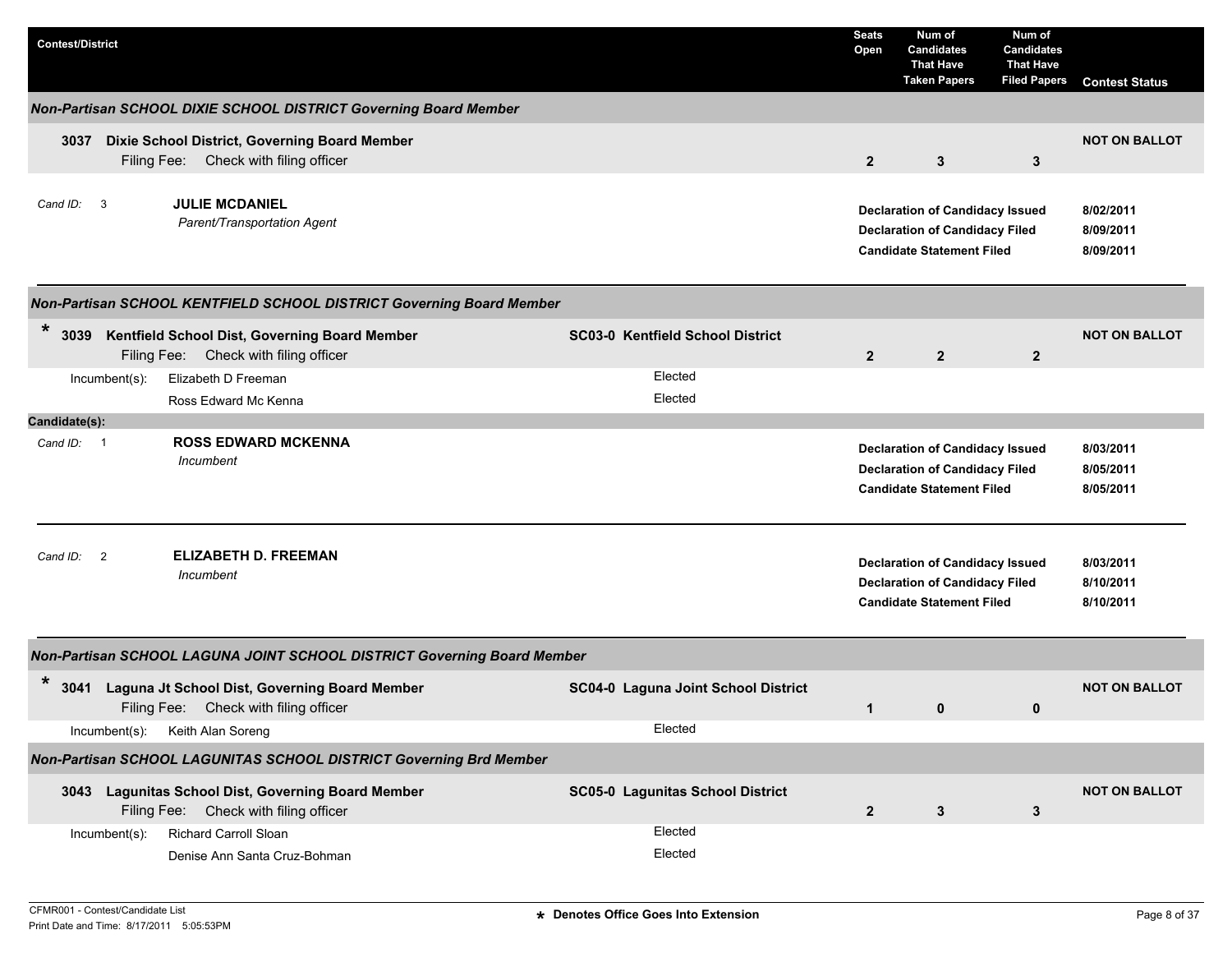| Contest/District | Seats Open | Num of Candidates That Have Taken Papers | Num of Candidates That Have Filed Papers | Contest Status |
|---|---|---|---|---|

### Non-Partisan SCHOOL DIXIE SCHOOL DISTRICT Governing Board Member

| Contest/District | Seats Open | Num of Candidates That Have Taken Papers | Num of Candidates That Have Filed Papers | Contest Status |
|---|---|---|---|---|
| **3037 Dixie School District, Governing Board Member** Filing Fee: Check with filing officer | 2 | 3 | 3 | NOT ON BALLOT |

*Cand ID:* 3 **JULIE MCDANIEL**
*Parent/Transportation Agent*

| | |
|---|---|
| **Declaration of Candidacy Issued** | **8/02/2011** |
| **Declaration of Candidacy Filed** | **8/09/2011** |
| **Candidate Statement Filed** | **8/09/2011** |

### Non-Partisan SCHOOL KENTFIELD SCHOOL DISTRICT Governing Board Member

| Contest/District | District | Seats Open | Num of Candidates That Have Taken Papers | Num of Candidates That Have Filed Papers | Contest Status |
|---|---|---|---|---|---|
| * **3039 Kentfield School Dist, Governing Board Member** Filing Fee: Check with filing officer | **SC03-0 Kentfield School District** | 2 | 2 | 2 | NOT ON BALLOT |

Incumbent(s):

| Incumbent | Status |
|---|---|
| Elizabeth D Freeman | Elected |
| Ross Edward Mc Kenna | Elected |

**Candidate(s):**

*Cand ID:* 1 **ROSS EDWARD MCKENNA**
*Incumbent*

| | |
|---|---|
| **Declaration of Candidacy Issued** | **8/03/2011** |
| **Declaration of Candidacy Filed** | **8/05/2011** |
| **Candidate Statement Filed** | **8/05/2011** |

*Cand ID:* 2 **ELIZABETH D. FREEMAN**
*Incumbent*

| | |
|---|---|
| **Declaration of Candidacy Issued** | **8/03/2011** |
| **Declaration of Candidacy Filed** | **8/10/2011** |
| **Candidate Statement Filed** | **8/10/2011** |

### Non-Partisan SCHOOL LAGUNA JOINT SCHOOL DISTRICT Governing Board Member

| Contest/District | District | Seats Open | Num of Candidates That Have Taken Papers | Num of Candidates That Have Filed Papers | Contest Status |
|---|---|---|---|---|---|
| * **3041 Laguna Jt School Dist, Governing Board Member** Filing Fee: Check with filing officer | **SC04-0 Laguna Joint School District** | 1 | 0 | 0 | NOT ON BALLOT |

Incumbent(s):

| Incumbent | Status |
|---|---|
| Keith Alan Soreng | Elected |

### Non-Partisan SCHOOL LAGUNITAS SCHOOL DISTRICT Governing Brd Member

| Contest/District | District | Seats Open | Num of Candidates That Have Taken Papers | Num of Candidates That Have Filed Papers | Contest Status |
|---|---|---|---|---|---|
| **3043 Lagunitas School Dist, Governing Board Member** Filing Fee: Check with filing officer | **SC05-0 Lagunitas School District** | 2 | 3 | 3 | NOT ON BALLOT |

Incumbent(s):

| Incumbent | Status |
|---|---|
| Richard Carroll Sloan | Elected |
| Denise Ann Santa Cruz-Bohman | Elected |

\* Denotes Office Goes Into Extension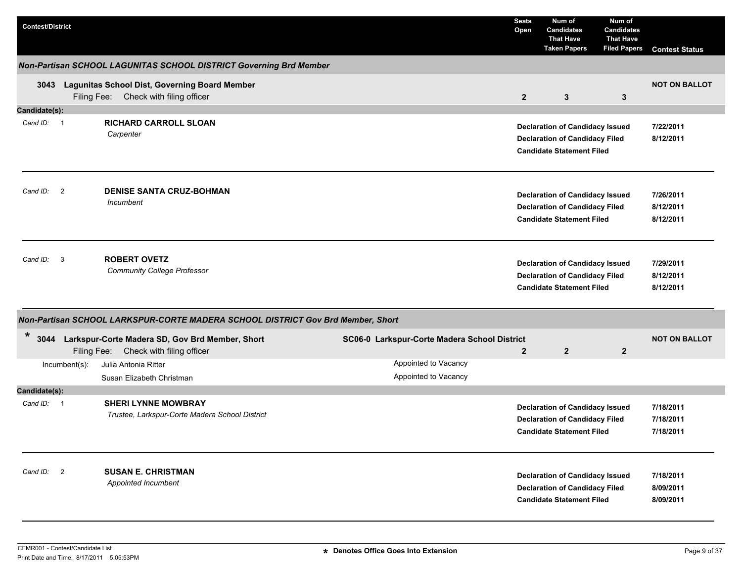| Contest/District | Seats Open | Num of Candidates That Have Taken Papers | Num of Candidates That Have Filed Papers | Contest Status |
|---|---|---|---|---|

### *Non-Partisan SCHOOL LAGUNITAS SCHOOL DISTRICT Governing Brd Member*

| Contest/District | Seats Open | Num of Candidates That Have Taken Papers | Num of Candidates That Have Filed Papers | Contest Status |
|---|---|---|---|---|
| **3043 Lagunitas School Dist, Governing Board Member** Filing Fee: Check with filing officer | **2** | **3** | **3** | **NOT ON BALLOT** |

**Candidate(s):**

*Cand ID:* 1 — **RICHARD CARROLL SLOAN**
*Carpenter*

| | |
|---|---|
| **Declaration of Candidacy Issued** | **7/22/2011** |
| **Declaration of Candidacy Filed** | **8/12/2011** |
| **Candidate Statement Filed** | |

*Cand ID:* 2 — **DENISE SANTA CRUZ-BOHMAN**
*Incumbent*

| | |
|---|---|
| **Declaration of Candidacy Issued** | **7/26/2011** |
| **Declaration of Candidacy Filed** | **8/12/2011** |
| **Candidate Statement Filed** | **8/12/2011** |

*Cand ID:* 3 — **ROBERT OVETZ**
*Community College Professor*

| | |
|---|---|
| **Declaration of Candidacy Issued** | **7/29/2011** |
| **Declaration of Candidacy Filed** | **8/12/2011** |
| **Candidate Statement Filed** | **8/12/2011** |

### *Non-Partisan SCHOOL LARKSPUR-CORTE MADERA SCHOOL DISTRICT Gov Brd Member, Short*

| Contest/District | | Seats Open | Num of Candidates That Have Taken Papers | Num of Candidates That Have Filed Papers | Contest Status |
|---|---|---|---|---|---|
| * **3044 Larkspur-Corte Madera SD, Gov Brd Member, Short** Filing Fee: Check with filing officer | **SC06-0 Larkspur-Corte Madera School District** | **2** | **2** | **2** | **NOT ON BALLOT** |

Incumbent(s):

| | |
|---|---|
| Julia Antonia Ritter | Appointed to Vacancy |
| Susan Elizabeth Christman | Appointed to Vacancy |

**Candidate(s):**

*Cand ID:* 1 — **SHERI LYNNE MOWBRAY**
*Trustee, Larkspur-Corte Madera School District*

| | |
|---|---|
| **Declaration of Candidacy Issued** | **7/18/2011** |
| **Declaration of Candidacy Filed** | **7/18/2011** |
| **Candidate Statement Filed** | **7/18/2011** |

*Cand ID:* 2 — **SUSAN E. CHRISTMAN**
*Appointed Incumbent*

| | |
|---|---|
| **Declaration of Candidacy Issued** | **7/18/2011** |
| **Declaration of Candidacy Filed** | **8/09/2011** |
| **Candidate Statement Filed** | **8/09/2011** |

**\* Denotes Office Goes Into Extension**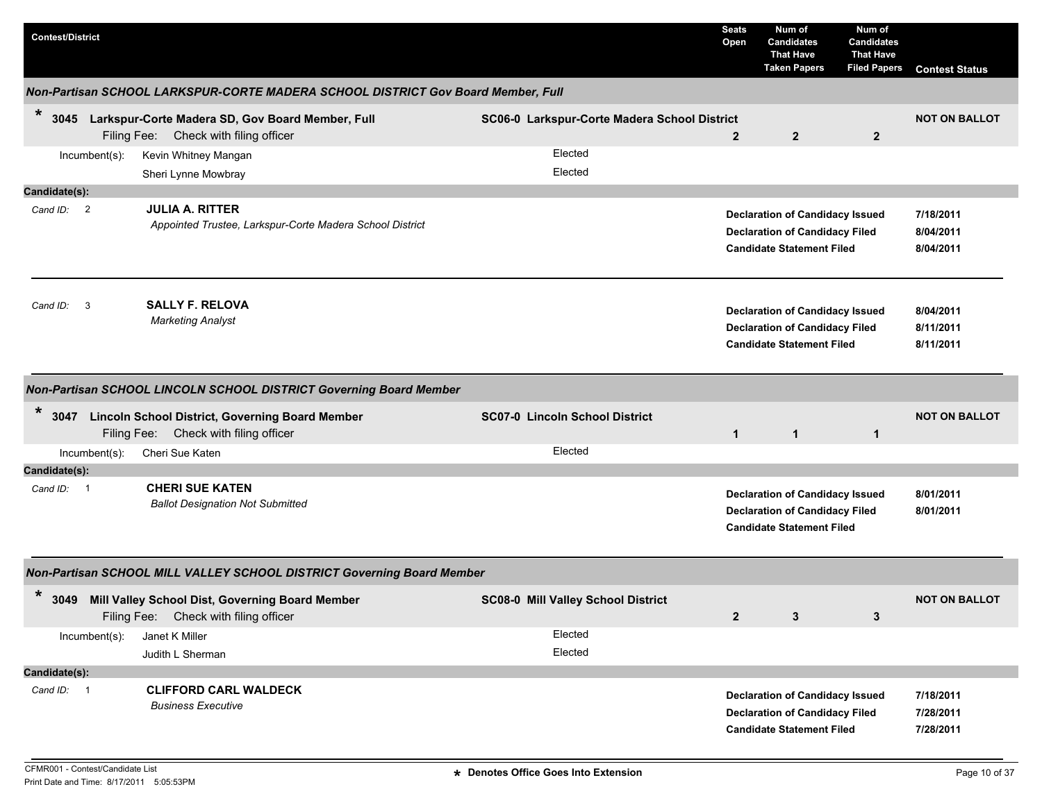| Contest/District | | Seats Open | Num of Candidates That Have Taken Papers | Num of Candidates That Have Filed Papers | Contest Status |
|---|---|---|---|---|---|

### Non-Partisan SCHOOL LARKSPUR-CORTE MADERA SCHOOL DISTRICT Gov Board Member, Full

| | | Seats Open | Taken Papers | Filed Papers | Contest Status |
|---|---|---|---|---|---|
| * 3045 Larkspur-Corte Madera SD, Gov Board Member, Full<br>Filing Fee: Check with filing officer | SC06-0 Larkspur-Corte Madera School District | 2 | 2 | 2 | NOT ON BALLOT |

Incumbent(s):
- Kevin Whitney Mangan — Elected
- Sheri Lynne Mowbray — Elected

**Candidate(s):**

*Cand ID:* 2 — **JULIA A. RITTER**
*Appointed Trustee, Larkspur-Corte Madera School District*

| | |
|---|---|
| **Declaration of Candidacy Issued** | **7/18/2011** |
| **Declaration of Candidacy Filed** | **8/04/2011** |
| **Candidate Statement Filed** | **8/04/2011** |

*Cand ID:* 3 — **SALLY F. RELOVA**
*Marketing Analyst*

| | |
|---|---|
| **Declaration of Candidacy Issued** | **8/04/2011** |
| **Declaration of Candidacy Filed** | **8/11/2011** |
| **Candidate Statement Filed** | **8/11/2011** |

### Non-Partisan SCHOOL LINCOLN SCHOOL DISTRICT Governing Board Member

| | | Seats Open | Taken Papers | Filed Papers | Contest Status |
|---|---|---|---|---|---|
| * 3047 Lincoln School District, Governing Board Member<br>Filing Fee: Check with filing officer | SC07-0 Lincoln School District | 1 | 1 | 1 | NOT ON BALLOT |

Incumbent(s):
- Cheri Sue Katen — Elected

**Candidate(s):**

*Cand ID:* 1 — **CHERI SUE KATEN**
*Ballot Designation Not Submitted*

| | |
|---|---|
| **Declaration of Candidacy Issued** | **8/01/2011** |
| **Declaration of Candidacy Filed** | **8/01/2011** |
| **Candidate Statement Filed** | |

### Non-Partisan SCHOOL MILL VALLEY SCHOOL DISTRICT Governing Board Member

| | | Seats Open | Taken Papers | Filed Papers | Contest Status |
|---|---|---|---|---|---|
| * 3049 Mill Valley School Dist, Governing Board Member<br>Filing Fee: Check with filing officer | SC08-0 Mill Valley School District | 2 | 3 | 3 | NOT ON BALLOT |

Incumbent(s):
- Janet K Miller — Elected
- Judith L Sherman — Elected

**Candidate(s):**

*Cand ID:* 1 — **CLIFFORD CARL WALDECK**
*Business Executive*

| | |
|---|---|
| **Declaration of Candidacy Issued** | **7/18/2011** |
| **Declaration of Candidacy Filed** | **7/28/2011** |
| **Candidate Statement Filed** | **7/28/2011** |

CFMR001 - Contest/Candidate List
Print Date and Time: 8/17/2011 5:05:53PM

**\* Denotes Office Goes Into Extension**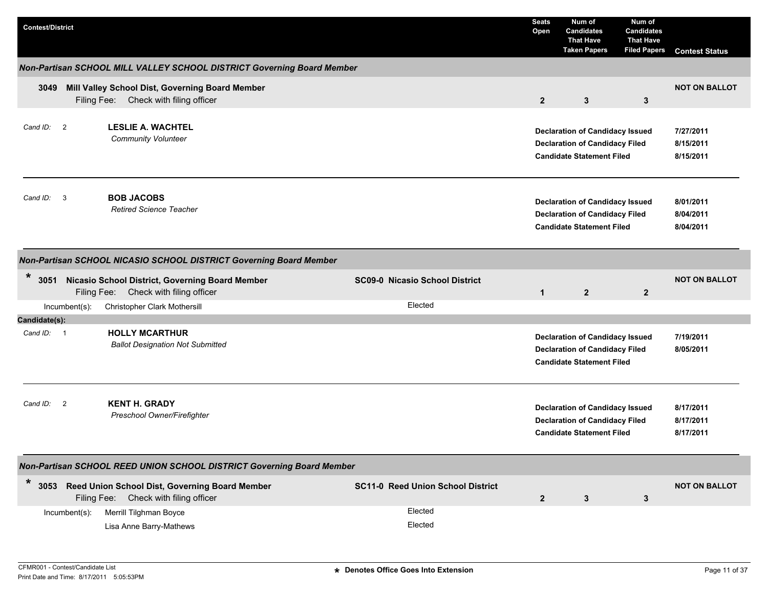| Contest/District | | Seats Open | Num of Candidates That Have Taken Papers | Num of Candidates That Have Filed Papers | Contest Status |
|---|---|---|---|---|---|

### *Non-Partisan SCHOOL MILL VALLEY SCHOOL DISTRICT Governing Board Member*

**3049 Mill Valley School Dist, Governing Board Member**
Filing Fee: Check with filing officer

| Seats Open | Num of Candidates That Have Taken Papers | Num of Candidates That Have Filed Papers | Contest Status |
|---|---|---|---|
| 2 | 3 | 3 | NOT ON BALLOT |

*Cand ID:* 2 — **LESLIE A. WACHTEL**
*Community Volunteer*

| | |
|---|---|
| **Declaration of Candidacy Issued** | **7/27/2011** |
| **Declaration of Candidacy Filed** | **8/15/2011** |
| **Candidate Statement Filed** | **8/15/2011** |

*Cand ID:* 3 — **BOB JACOBS**
*Retired Science Teacher*

| | |
|---|---|
| **Declaration of Candidacy Issued** | **8/01/2011** |
| **Declaration of Candidacy Filed** | **8/04/2011** |
| **Candidate Statement Filed** | **8/04/2011** |

### *Non-Partisan SCHOOL NICASIO SCHOOL DISTRICT Governing Board Member*

\* **3051 Nicasio School District, Governing Board Member** — **SC09-0 Nicasio School District**
Filing Fee: Check with filing officer

| Seats Open | Num of Candidates That Have Taken Papers | Num of Candidates That Have Filed Papers | Contest Status |
|---|---|---|---|
| 1 | 2 | 2 | NOT ON BALLOT |

Incumbent(s): Christopher Clark Mothersill — Elected

**Candidate(s):**

*Cand ID:* 1 — **HOLLY MCARTHUR**
*Ballot Designation Not Submitted*

| | |
|---|---|
| **Declaration of Candidacy Issued** | **7/19/2011** |
| **Declaration of Candidacy Filed** | **8/05/2011** |
| **Candidate Statement Filed** | |

*Cand ID:* 2 — **KENT H. GRADY**
*Preschool Owner/Firefighter*

| | |
|---|---|
| **Declaration of Candidacy Issued** | **8/17/2011** |
| **Declaration of Candidacy Filed** | **8/17/2011** |
| **Candidate Statement Filed** | **8/17/2011** |

### *Non-Partisan SCHOOL REED UNION SCHOOL DISTRICT Governing Board Member*

\* **3053 Reed Union School Dist, Governing Board Member** — **SC11-0 Reed Union School District**
Filing Fee: Check with filing officer

| Seats Open | Num of Candidates That Have Taken Papers | Num of Candidates That Have Filed Papers | Contest Status |
|---|---|---|---|
| 2 | 3 | 3 | NOT ON BALLOT |

Incumbent(s):
- Merrill Tilghman Boyce — Elected
- Lisa Anne Barry-Mathews — Elected

CFMR001 - Contest/Candidate List
Print Date and Time: 8/17/2011 5:05:53PM

\* Denotes Office Goes Into Extension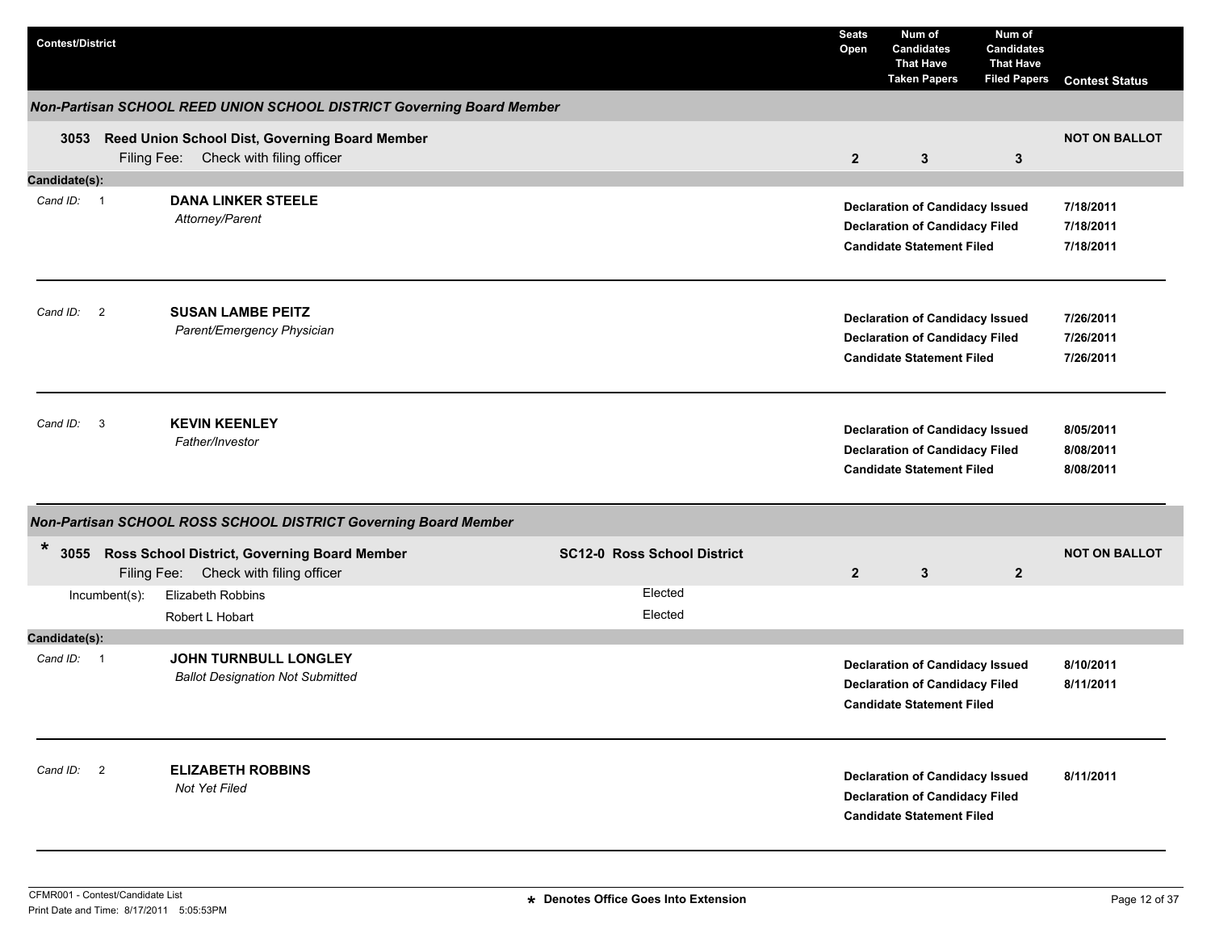| Contest/District | Seats Open | Num of Candidates That Have Taken Papers | Num of Candidates That Have Filed Papers | Contest Status |
|---|---|---|---|---|

## Non-Partisan SCHOOL REED UNION SCHOOL DISTRICT Governing Board Member

**3053 Reed Union School Dist, Governing Board Member**
Filing Fee: Check with filing officer

| Seats Open | Num of Candidates That Have Taken Papers | Num of Candidates That Have Filed Papers | Contest Status |
|---|---|---|---|
| 2 | 3 | 3 | NOT ON BALLOT |

**Candidate(s):**

*Cand ID:* 1 **DANA LINKER STEELE**
*Attorney/Parent*

| | |
|---|---|
| **Declaration of Candidacy Issued** | **7/18/2011** |
| **Declaration of Candidacy Filed** | **7/18/2011** |
| **Candidate Statement Filed** | **7/18/2011** |

*Cand ID:* 2 **SUSAN LAMBE PEITZ**
*Parent/Emergency Physician*

| | |
|---|---|
| **Declaration of Candidacy Issued** | **7/26/2011** |
| **Declaration of Candidacy Filed** | **7/26/2011** |
| **Candidate Statement Filed** | **7/26/2011** |

*Cand ID:* 3 **KEVIN KEENLEY**
*Father/Investor*

| | |
|---|---|
| **Declaration of Candidacy Issued** | **8/05/2011** |
| **Declaration of Candidacy Filed** | **8/08/2011** |
| **Candidate Statement Filed** | **8/08/2011** |

## Non-Partisan SCHOOL ROSS SCHOOL DISTRICT Governing Board Member

\* **3055 Ross School District, Governing Board Member** — **SC12-0 Ross School District**
Filing Fee: Check with filing officer

| Seats Open | Num of Candidates That Have Taken Papers | Num of Candidates That Have Filed Papers | Contest Status |
|---|---|---|---|
| 2 | 3 | 2 | NOT ON BALLOT |

Incumbent(s):

| | |
|---|---|
| Elizabeth Robbins | Elected |
| Robert L Hobart | Elected |

**Candidate(s):**

*Cand ID:* 1 **JOHN TURNBULL LONGLEY**
*Ballot Designation Not Submitted*

| | |
|---|---|
| **Declaration of Candidacy Issued** | **8/10/2011** |
| **Declaration of Candidacy Filed** | **8/11/2011** |
| **Candidate Statement Filed** | |

*Cand ID:* 2 **ELIZABETH ROBBINS**
*Not Yet Filed*

| | |
|---|---|
| **Declaration of Candidacy Issued** | **8/11/2011** |
| **Declaration of Candidacy Filed** | |
| **Candidate Statement Filed** | |

CFMR001 - Contest/Candidate List
Print Date and Time: 8/17/2011 5:05:53PM

\* **Denotes Office Goes Into Extension**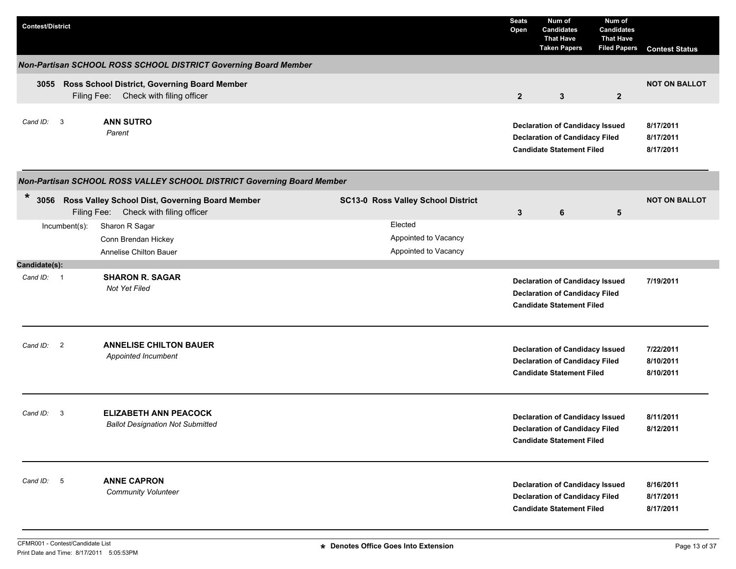| Contest/District | Seats Open | Num of Candidates That Have Taken Papers | Num of Candidates That Have Filed Papers | Contest Status |
|---|---|---|---|---|

## Non-Partisan SCHOOL ROSS SCHOOL DISTRICT Governing Board Member

**3055 Ross School District, Governing Board Member**
Filing Fee: Check with filing officer

| Seats Open | Num of Candidates That Have Taken Papers | Num of Candidates That Have Filed Papers | Contest Status |
|---|---|---|---|
| 2 | 3 | 2 | NOT ON BALLOT |

Cand ID: 3 — **ANN SUTRO**
*Parent*

| | |
|---|---|
| **Declaration of Candidacy Issued** | 8/17/2011 |
| **Declaration of Candidacy Filed** | 8/17/2011 |
| **Candidate Statement Filed** | 8/17/2011 |

## Non-Partisan SCHOOL ROSS VALLEY SCHOOL DISTRICT Governing Board Member

\* **3056 Ross Valley School Dist, Governing Board Member** — **SC13-0 Ross Valley School District**
Filing Fee: Check with filing officer

| Seats Open | Num of Candidates That Have Taken Papers | Num of Candidates That Have Filed Papers | Contest Status |
|---|---|---|---|
| 3 | 6 | 5 | NOT ON BALLOT |

| Incumbent(s): | |
|---|---|
| Sharon R Sagar | Elected |
| Conn Brendan Hickey | Appointed to Vacancy |
| Annelise Chilton Bauer | Appointed to Vacancy |

**Candidate(s):**

Cand ID: 1 — **SHARON R. SAGAR**
*Not Yet Filed*

| | |
|---|---|
| **Declaration of Candidacy Issued** | 7/19/2011 |
| **Declaration of Candidacy Filed** | |
| **Candidate Statement Filed** | |

Cand ID: 2 — **ANNELISE CHILTON BAUER**
*Appointed Incumbent*

| | |
|---|---|
| **Declaration of Candidacy Issued** | 7/22/2011 |
| **Declaration of Candidacy Filed** | 8/10/2011 |
| **Candidate Statement Filed** | 8/10/2011 |

Cand ID: 3 — **ELIZABETH ANN PEACOCK**
*Ballot Designation Not Submitted*

| | |
|---|---|
| **Declaration of Candidacy Issued** | 8/11/2011 |
| **Declaration of Candidacy Filed** | 8/12/2011 |
| **Candidate Statement Filed** | |

Cand ID: 5 — **ANNE CAPRON**
*Community Volunteer*

| | |
|---|---|
| **Declaration of Candidacy Issued** | 8/16/2011 |
| **Declaration of Candidacy Filed** | 8/17/2011 |
| **Candidate Statement Filed** | 8/17/2011 |

CFMR001 - Contest/Candidate List
Print Date and Time: 8/17/2011 5:05:53PM

\* Denotes Office Goes Into Extension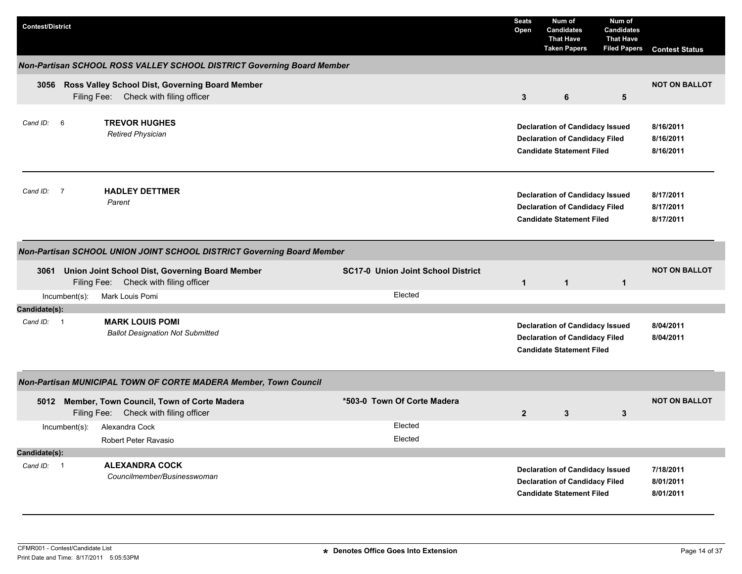| Contest/District | | Seats Open | Num of Candidates That Have Taken Papers | Num of Candidates That Have Filed Papers | Contest Status |
|---|---|---|---|---|---|

### Non-Partisan SCHOOL ROSS VALLEY SCHOOL DISTRICT Governing Board Member

| Contest/District | | Seats Open | Num of Candidates That Have Taken Papers | Num of Candidates That Have Filed Papers | Contest Status |
|---|---|---|---|---|---|
| **3056 Ross Valley School Dist, Governing Board Member** Filing Fee: Check with filing officer | | 3 | 6 | 5 | NOT ON BALLOT |

Cand ID: 6 — **TREVOR HUGHES**
*Retired Physician*

| | |
|---|---|
| **Declaration of Candidacy Issued** | 8/16/2011 |
| **Declaration of Candidacy Filed** | 8/16/2011 |
| **Candidate Statement Filed** | 8/16/2011 |

Cand ID: 7 — **HADLEY DETTMER**
*Parent*

| | |
|---|---|
| **Declaration of Candidacy Issued** | 8/17/2011 |
| **Declaration of Candidacy Filed** | 8/17/2011 |
| **Candidate Statement Filed** | 8/17/2011 |

### Non-Partisan SCHOOL UNION JOINT SCHOOL DISTRICT Governing Board Member

| Contest/District | | Seats Open | Num of Candidates That Have Taken Papers | Num of Candidates That Have Filed Papers | Contest Status |
|---|---|---|---|---|---|
| **3061 Union Joint School Dist, Governing Board Member** Filing Fee: Check with filing officer | **SC17-0 Union Joint School District** | 1 | 1 | 1 | NOT ON BALLOT |

Incumbent(s): Mark Louis Pomi — Elected

**Candidate(s):**

Cand ID: 1 — **MARK LOUIS POMI**
*Ballot Designation Not Submitted*

| | |
|---|---|
| **Declaration of Candidacy Issued** | 8/04/2011 |
| **Declaration of Candidacy Filed** | 8/04/2011 |
| **Candidate Statement Filed** | |

### Non-Partisan MUNICIPAL TOWN OF CORTE MADERA Member, Town Council

| Contest/District | | Seats Open | Num of Candidates That Have Taken Papers | Num of Candidates That Have Filed Papers | Contest Status |
|---|---|---|---|---|---|
| **5012 Member, Town Council, Town of Corte Madera** Filing Fee: Check with filing officer | ***503-0 Town Of Corte Madera** | 2 | 3 | 3 | NOT ON BALLOT |

Incumbent(s):
- Alexandra Cock — Elected
- Robert Peter Ravasio — Elected

**Candidate(s):**

Cand ID: 1 — **ALEXANDRA COCK**
*Councilmember/Businesswoman*

| | |
|---|---|
| **Declaration of Candidacy Issued** | 7/18/2011 |
| **Declaration of Candidacy Filed** | 8/01/2011 |
| **Candidate Statement Filed** | 8/01/2011 |

CFMR001 - Contest/Candidate List
Print Date and Time: 8/17/2011 5:05:53PM

\* Denotes Office Goes Into Extension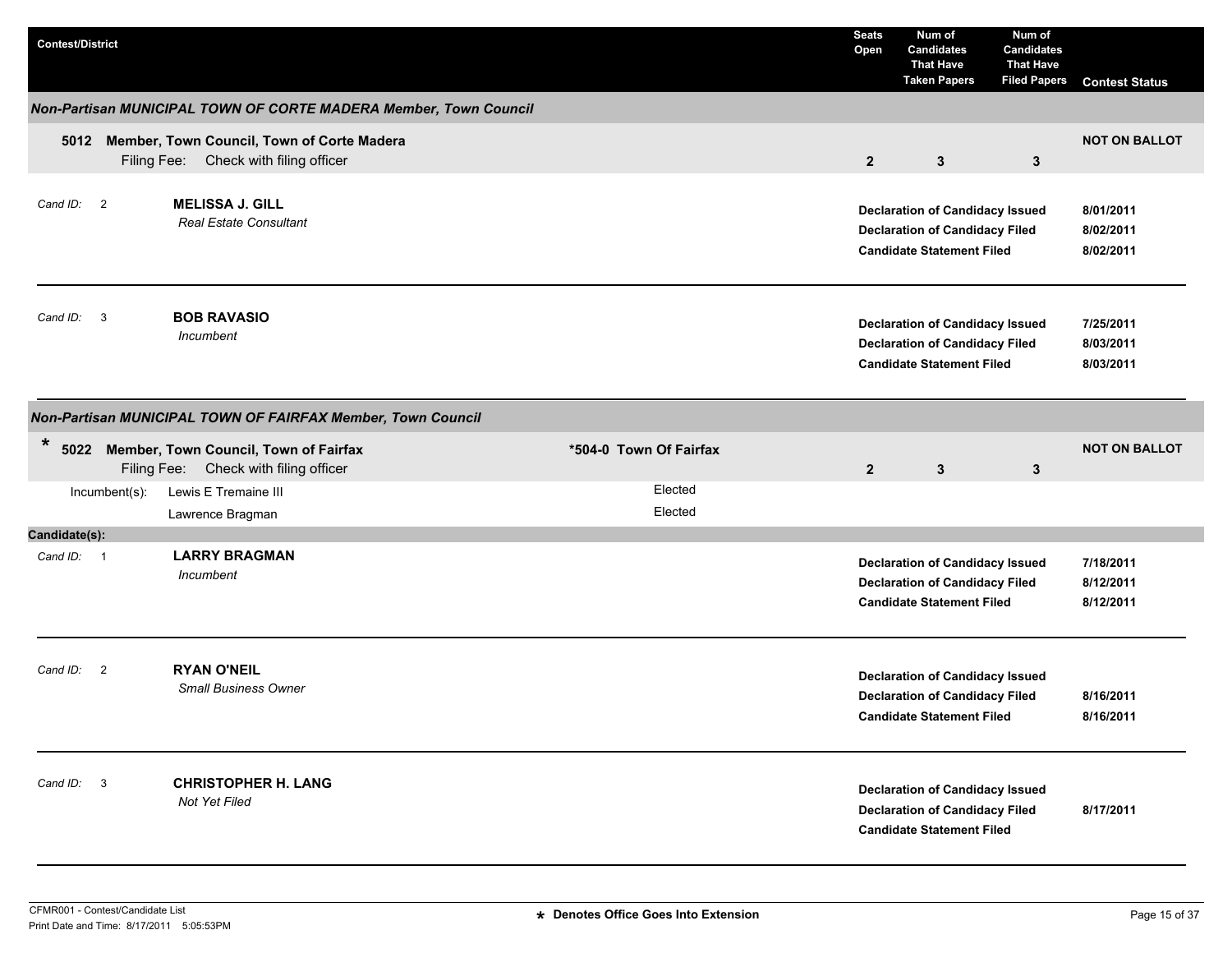| Contest/District | | Seats Open | Num of Candidates That Have Taken Papers | Num of Candidates That Have Filed Papers | Contest Status |
|---|---|---|---|---|---|

### *Non-Partisan MUNICIPAL TOWN OF CORTE MADERA Member, Town Council*

**5012 Member, Town Council, Town of Corte Madera**
Filing Fee: Check with filing officer

| Seats Open | Num of Candidates That Have Taken Papers | Num of Candidates That Have Filed Papers | Contest Status |
|---|---|---|---|
| 2 | 3 | 3 | NOT ON BALLOT |

*Cand ID:* 2 **MELISSA J. GILL**
*Real Estate Consultant*

| | |
|---|---|
| **Declaration of Candidacy Issued** | **8/01/2011** |
| **Declaration of Candidacy Filed** | **8/02/2011** |
| **Candidate Statement Filed** | **8/02/2011** |

*Cand ID:* 3 **BOB RAVASIO**
*Incumbent*

| | |
|---|---|
| **Declaration of Candidacy Issued** | **7/25/2011** |
| **Declaration of Candidacy Filed** | **8/03/2011** |
| **Candidate Statement Filed** | **8/03/2011** |

### *Non-Partisan MUNICIPAL TOWN OF FAIRFAX Member, Town Council*

\* **5022 Member, Town Council, Town of Fairfax** — **\*504-0 Town Of Fairfax**
Filing Fee: Check with filing officer

| Seats Open | Num of Candidates That Have Taken Papers | Num of Candidates That Have Filed Papers | Contest Status |
|---|---|---|---|
| 2 | 3 | 3 | NOT ON BALLOT |

Incumbent(s):

| | |
|---|---|
| Lewis E Tremaine III | Elected |
| Lawrence Bragman | Elected |

**Candidate(s):**

*Cand ID:* 1 **LARRY BRAGMAN**
*Incumbent*

| | |
|---|---|
| **Declaration of Candidacy Issued** | **7/18/2011** |
| **Declaration of Candidacy Filed** | **8/12/2011** |
| **Candidate Statement Filed** | **8/12/2011** |

*Cand ID:* 2 **RYAN O'NEIL**
*Small Business Owner*

| | |
|---|---|
| **Declaration of Candidacy Issued** | |
| **Declaration of Candidacy Filed** | **8/16/2011** |
| **Candidate Statement Filed** | **8/16/2011** |

*Cand ID:* 3 **CHRISTOPHER H. LANG**
*Not Yet Filed*

| | |
|---|---|
| **Declaration of Candidacy Issued** | |
| **Declaration of Candidacy Filed** | **8/17/2011** |
| **Candidate Statement Filed** | |

CFMR001 - Contest/Candidate List
Print Date and Time: 8/17/2011 5:05:53PM

**\* Denotes Office Goes Into Extension**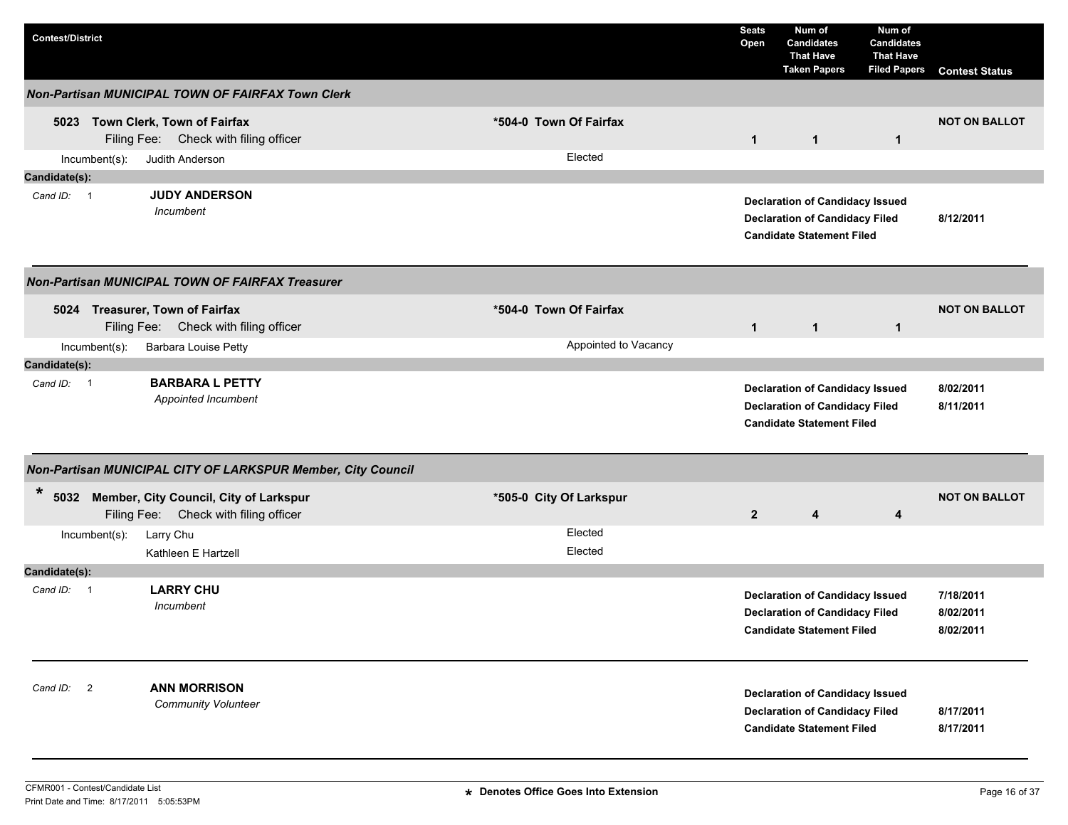| Contest/District | | Seats Open | Num of Candidates That Have Taken Papers | Num of Candidates That Have Filed Papers | Contest Status |
|---|---|---|---|---|---|

### *Non-Partisan MUNICIPAL TOWN OF FAIRFAX Town Clerk*

| Contest/District | | Seats Open | Num of Candidates That Have Taken Papers | Num of Candidates That Have Filed Papers | Contest Status |
|---|---|---|---|---|---|
| **5023 Town Clerk, Town of Fairfax** Filing Fee: Check with filing officer | **\*504-0 Town Of Fairfax** | **1** | **1** | **1** | **NOT ON BALLOT** |
| Incumbent(s): Judith Anderson | Elected | | | | |

**Candidate(s):**

| Cand ID | Candidate | Status | Date |
|---|---|---|---|
| 1 | **JUDY ANDERSON** *Incumbent* | **Declaration of Candidacy Issued** | |
| | | **Declaration of Candidacy Filed** | 8/12/2011 |
| | | **Candidate Statement Filed** | |

### *Non-Partisan MUNICIPAL TOWN OF FAIRFAX Treasurer*

| Contest/District | | Seats Open | Num of Candidates That Have Taken Papers | Num of Candidates That Have Filed Papers | Contest Status |
|---|---|---|---|---|---|
| **5024 Treasurer, Town of Fairfax** Filing Fee: Check with filing officer | **\*504-0 Town Of Fairfax** | **1** | **1** | **1** | **NOT ON BALLOT** |
| Incumbent(s): Barbara Louise Petty | Appointed to Vacancy | | | | |

**Candidate(s):**

| Cand ID | Candidate | Status | Date |
|---|---|---|---|
| 1 | **BARBARA L PETTY** *Appointed Incumbent* | **Declaration of Candidacy Issued** | 8/02/2011 |
| | | **Declaration of Candidacy Filed** | 8/11/2011 |
| | | **Candidate Statement Filed** | |

### *Non-Partisan MUNICIPAL CITY OF LARKSPUR Member, City Council*

| Contest/District | | Seats Open | Num of Candidates That Have Taken Papers | Num of Candidates That Have Filed Papers | Contest Status |
|---|---|---|---|---|---|
| * **5032 Member, City Council, City of Larkspur** Filing Fee: Check with filing officer | **\*505-0 City Of Larkspur** | **2** | **4** | **4** | **NOT ON BALLOT** |
| Incumbent(s): Larry Chu | Elected | | | | |
| Kathleen E Hartzell | Elected | | | | |

**Candidate(s):**

| Cand ID | Candidate | Status | Date |
|---|---|---|---|
| 1 | **LARRY CHU** *Incumbent* | **Declaration of Candidacy Issued** | 7/18/2011 |
| | | **Declaration of Candidacy Filed** | 8/02/2011 |
| | | **Candidate Statement Filed** | 8/02/2011 |
| 2 | **ANN MORRISON** *Community Volunteer* | **Declaration of Candidacy Issued** | |
| | | **Declaration of Candidacy Filed** | 8/17/2011 |
| | | **Candidate Statement Filed** | 8/17/2011 |

CFMR001 - Contest/Candidate List
Print Date and Time: 8/17/2011 5:05:53PM

* Denotes Office Goes Into Extension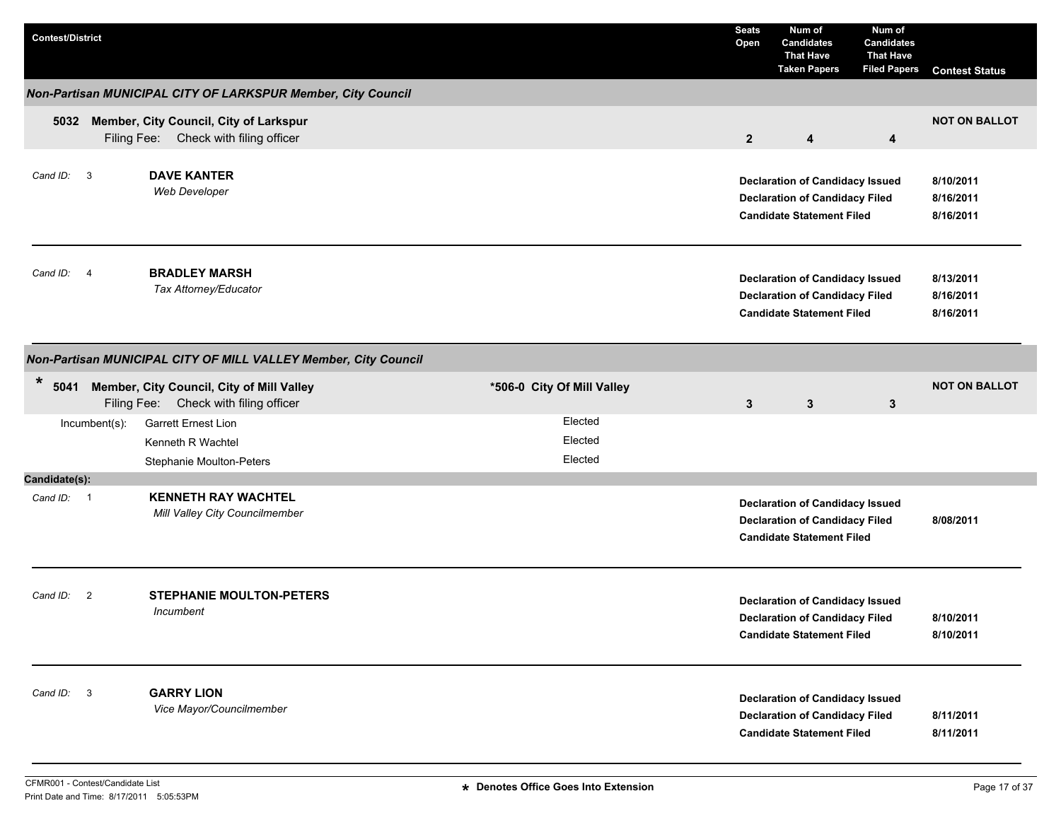| Contest/District | Seats Open | Num of Candidates That Have Taken Papers | Num of Candidates That Have Filed Papers | Contest Status |
|---|---|---|---|---|

## Non-Partisan MUNICIPAL CITY OF LARKSPUR Member, City Council

**5032 Member, City Council, City of Larkspur**
Filing Fee: Check with filing officer

| Seats Open | Num of Candidates That Have Taken Papers | Num of Candidates That Have Filed Papers | Contest Status |
|---|---|---|---|
| 2 | 4 | 4 | NOT ON BALLOT |

Cand ID: 3 **DAVE KANTER**
*Web Developer*

| | |
|---|---|
| **Declaration of Candidacy Issued** | 8/10/2011 |
| **Declaration of Candidacy Filed** | 8/16/2011 |
| **Candidate Statement Filed** | 8/16/2011 |

Cand ID: 4 **BRADLEY MARSH**
*Tax Attorney/Educator*

| | |
|---|---|
| **Declaration of Candidacy Issued** | 8/13/2011 |
| **Declaration of Candidacy Filed** | 8/16/2011 |
| **Candidate Statement Filed** | 8/16/2011 |

## Non-Partisan MUNICIPAL CITY OF MILL VALLEY Member, City Council

**\* 5041 Member, City Council, City of Mill Valley** — *506-0 City Of Mill Valley
Filing Fee: Check with filing officer

| Seats Open | Num of Candidates That Have Taken Papers | Num of Candidates That Have Filed Papers | Contest Status |
|---|---|---|---|
| 3 | 3 | 3 | NOT ON BALLOT |

| Incumbent(s): | |
|---|---|
| Garrett Ernest Lion | Elected |
| Kenneth R Wachtel | Elected |
| Stephanie Moulton-Peters | Elected |

**Candidate(s):**

Cand ID: 1 **KENNETH RAY WACHTEL**
*Mill Valley City Councilmember*

| | |
|---|---|
| **Declaration of Candidacy Issued** | |
| **Declaration of Candidacy Filed** | 8/08/2011 |
| **Candidate Statement Filed** | |

Cand ID: 2 **STEPHANIE MOULTON-PETERS**
*Incumbent*

| | |
|---|---|
| **Declaration of Candidacy Issued** | |
| **Declaration of Candidacy Filed** | 8/10/2011 |
| **Candidate Statement Filed** | 8/10/2011 |

Cand ID: 3 **GARRY LION**
*Vice Mayor/Councilmember*

| | |
|---|---|
| **Declaration of Candidacy Issued** | |
| **Declaration of Candidacy Filed** | 8/11/2011 |
| **Candidate Statement Filed** | 8/11/2011 |

CFMR001 - Contest/Candidate List
Print Date and Time: 8/17/2011 5:05:53PM

\* Denotes Office Goes Into Extension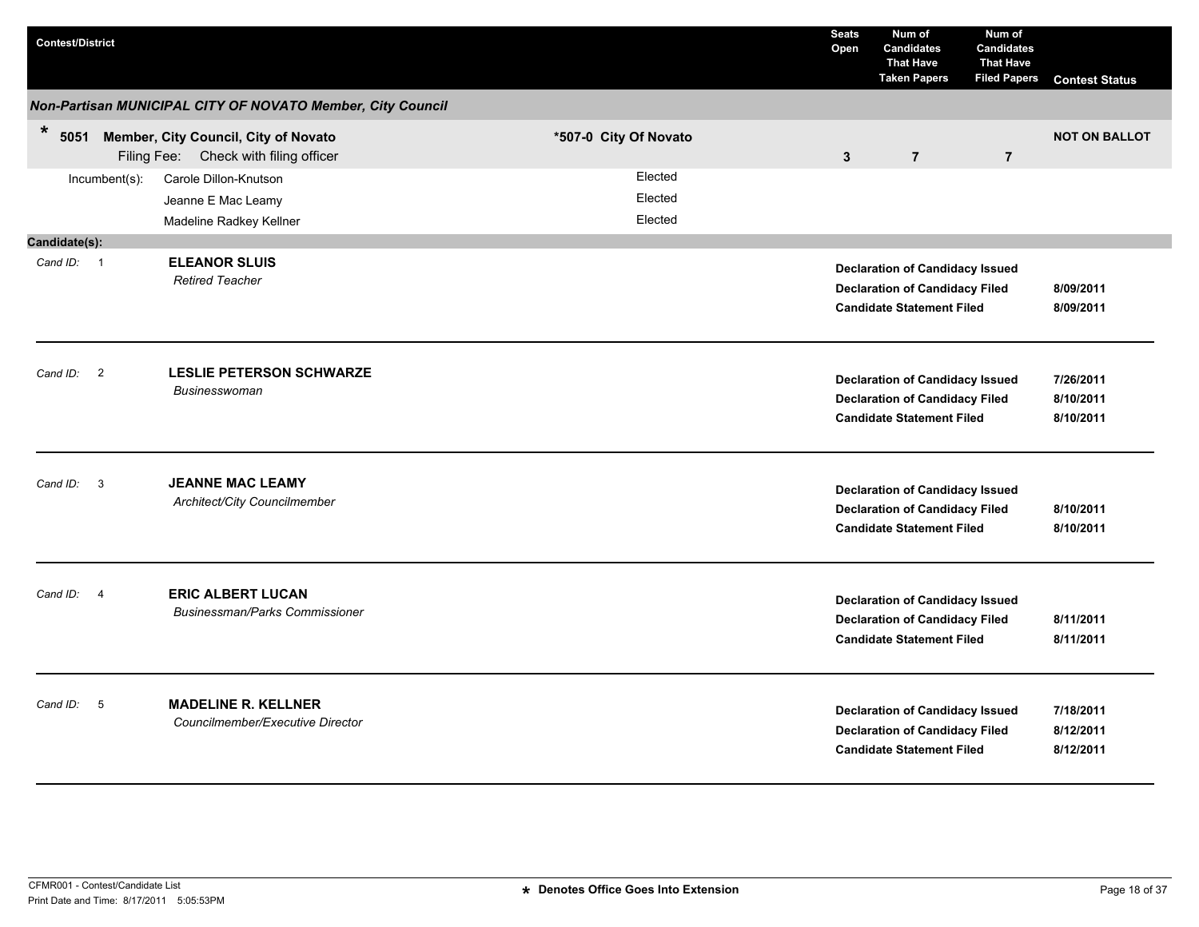| Contest/District | | Seats Open | Num of Candidates That Have Taken Papers | Num of Candidates That Have Filed Papers | Contest Status |
|---|---|---|---|---|---|

### Non-Partisan MUNICIPAL CITY OF NOVATO Member, City Council

| * 5051 Member, City Council, City of Novato | *507-0 City Of Novato | Seats Open | Taken Papers | Filed Papers | Contest Status |
|---|---|---|---|---|---|
| Filing Fee: Check with filing officer | | 3 | 7 | 7 | NOT ON BALLOT |

| Incumbent(s): | |
|---|---|
| Carole Dillon-Knutson | Elected |
| Jeanne E Mac Leamy | Elected |
| Madeline Radkey Kellner | Elected |

**Candidate(s):**

| Cand ID | Candidate | Status | Date |
|---|---|---|---|
| 1 | **ELEANOR SLUIS** *Retired Teacher* | Declaration of Candidacy Issued | |
| | | Declaration of Candidacy Filed | 8/09/2011 |
| | | Candidate Statement Filed | 8/09/2011 |
| 2 | **LESLIE PETERSON SCHWARZE** *Businesswoman* | Declaration of Candidacy Issued | 7/26/2011 |
| | | Declaration of Candidacy Filed | 8/10/2011 |
| | | Candidate Statement Filed | 8/10/2011 |
| 3 | **JEANNE MAC LEAMY** *Architect/City Councilmember* | Declaration of Candidacy Issued | |
| | | Declaration of Candidacy Filed | 8/10/2011 |
| | | Candidate Statement Filed | 8/10/2011 |
| 4 | **ERIC ALBERT LUCAN** *Businessman/Parks Commissioner* | Declaration of Candidacy Issued | |
| | | Declaration of Candidacy Filed | 8/11/2011 |
| | | Candidate Statement Filed | 8/11/2011 |
| 5 | **MADELINE R. KELLNER** *Councilmember/Executive Director* | Declaration of Candidacy Issued | 7/18/2011 |
| | | Declaration of Candidacy Filed | 8/12/2011 |
| | | Candidate Statement Filed | 8/12/2011 |

CFMR001 - Contest/Candidate List
Print Date and Time: 8/17/2011 5:05:53PM

* Denotes Office Goes Into Extension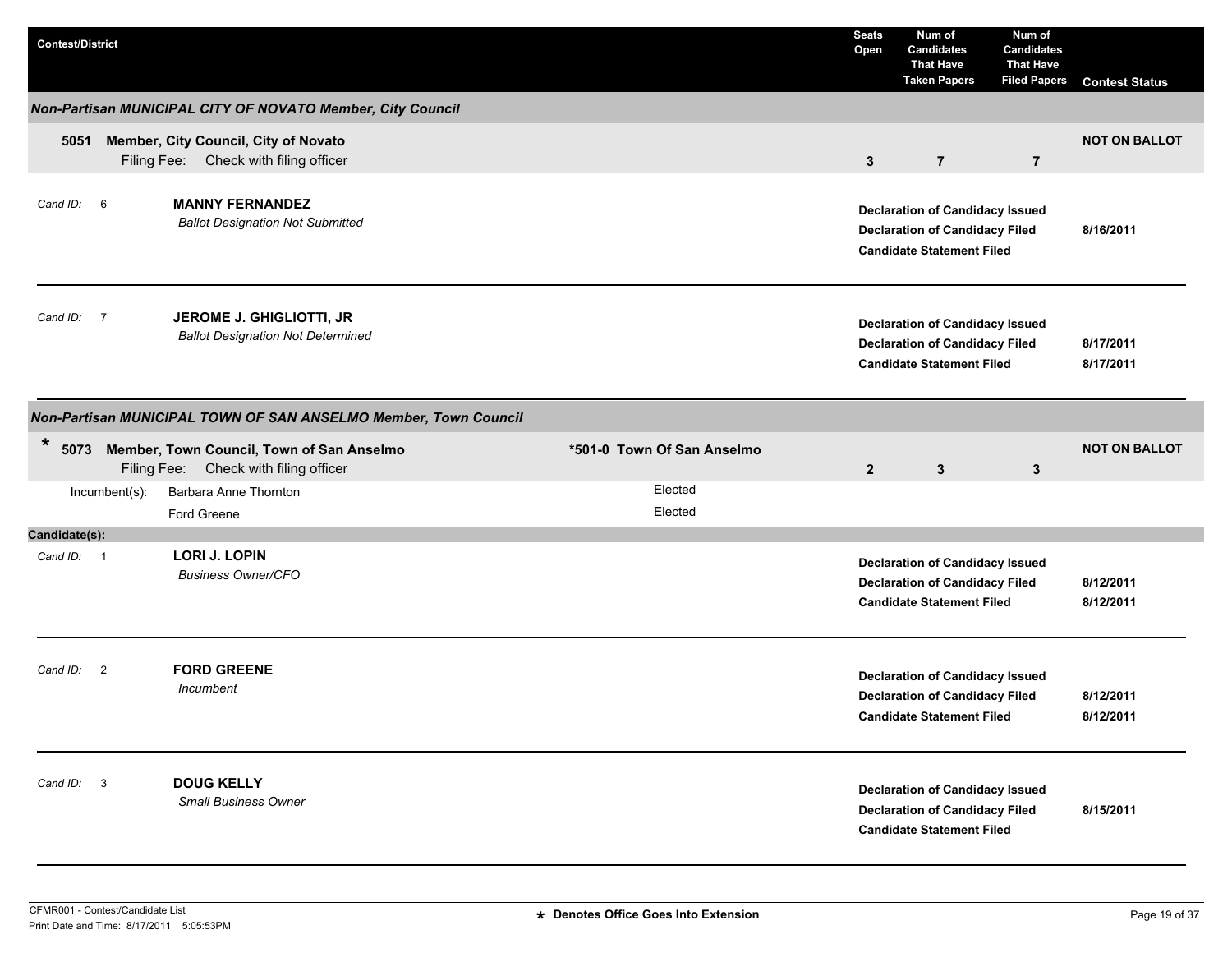| Contest/District | | Seats Open | Num of Candidates That Have Taken Papers | Num of Candidates That Have Filed Papers | Contest Status |
|---|---|---|---|---|---|

## Non-Partisan MUNICIPAL CITY OF NOVATO Member, City Council

**5051 Member, City Council, City of Novato**
Filing Fee: Check with filing officer

| Seats Open | Num of Candidates That Have Taken Papers | Num of Candidates That Have Filed Papers | Contest Status |
|---|---|---|---|
| 3 | 7 | 7 | NOT ON BALLOT |

Cand ID: 6 — **MANNY FERNANDEZ**
*Ballot Designation Not Submitted*

| Status | Date |
|---|---|
| Declaration of Candidacy Issued | |
| Declaration of Candidacy Filed | 8/16/2011 |
| Candidate Statement Filed | |

Cand ID: 7 — **JEROME J. GHIGLIOTTI, JR**
*Ballot Designation Not Determined*

| Status | Date |
|---|---|
| Declaration of Candidacy Issued | |
| Declaration of Candidacy Filed | 8/17/2011 |
| Candidate Statement Filed | 8/17/2011 |

## Non-Partisan MUNICIPAL TOWN OF SAN ANSELMO Member, Town Council

**\* 5073 Member, Town Council, Town of San Anselmo** — *501-0 Town Of San Anselmo
Filing Fee: Check with filing officer

| Seats Open | Num of Candidates That Have Taken Papers | Num of Candidates That Have Filed Papers | Contest Status |
|---|---|---|---|
| 2 | 3 | 3 | NOT ON BALLOT |

Incumbent(s):

| Incumbent | Status |
|---|---|
| Barbara Anne Thornton | Elected |
| Ford Greene | Elected |

**Candidate(s):**

Cand ID: 1 — **LORI J. LOPIN**
*Business Owner/CFO*

| Status | Date |
|---|---|
| Declaration of Candidacy Issued | |
| Declaration of Candidacy Filed | 8/12/2011 |
| Candidate Statement Filed | 8/12/2011 |

Cand ID: 2 — **FORD GREENE**
*Incumbent*

| Status | Date |
|---|---|
| Declaration of Candidacy Issued | |
| Declaration of Candidacy Filed | 8/12/2011 |
| Candidate Statement Filed | 8/12/2011 |

Cand ID: 3 — **DOUG KELLY**
*Small Business Owner*

| Status | Date |
|---|---|
| Declaration of Candidacy Issued | |
| Declaration of Candidacy Filed | 8/15/2011 |
| Candidate Statement Filed | |

CFMR001 - Contest/Candidate List
Print Date and Time: 8/17/2011 5:05:53PM

* Denotes Office Goes Into Extension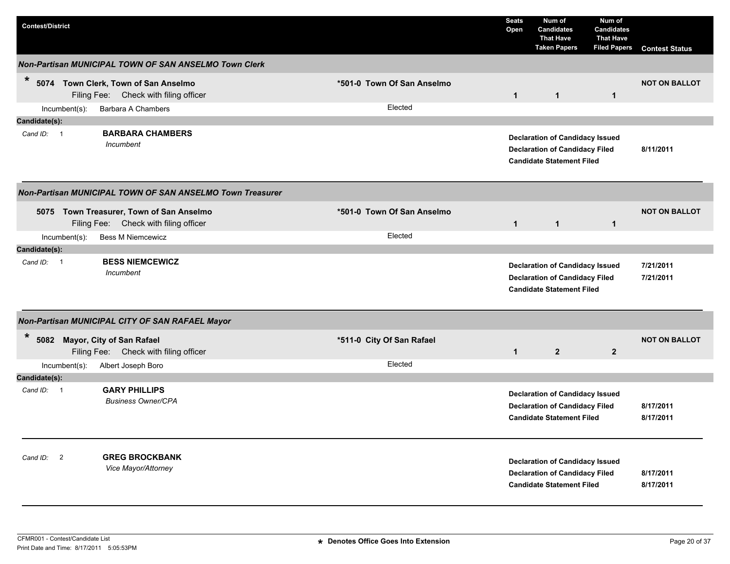| Contest/District | | Seats Open | Num of Candidates That Have Taken Papers | Num of Candidates That Have Filed Papers | Contest Status |
|---|---|---|---|---|---|

### Non-Partisan MUNICIPAL TOWN OF SAN ANSELMO Town Clerk

| Contest/District | | Seats Open | Num of Candidates That Have Taken Papers | Num of Candidates That Have Filed Papers | Contest Status |
|---|---|---|---|---|---|
| * 5074 Town Clerk, Town of San Anselmo<br>Filing Fee: Check with filing officer | *501-0 Town Of San Anselmo | 1 | 1 | 1 | NOT ON BALLOT |
| Incumbent(s): Barbara A Chambers | Elected | | | | |

**Candidate(s):**

| Cand ID | Candidate | Status | Date |
|---|---|---|---|
| 1 | **BARBARA CHAMBERS**<br>*Incumbent* | Declaration of Candidacy Issued | |
| | | Declaration of Candidacy Filed | 8/11/2011 |
| | | Candidate Statement Filed | |

### Non-Partisan MUNICIPAL TOWN OF SAN ANSELMO Town Treasurer

| Contest/District | | Seats Open | Num of Candidates That Have Taken Papers | Num of Candidates That Have Filed Papers | Contest Status |
|---|---|---|---|---|---|
| 5075 Town Treasurer, Town of San Anselmo<br>Filing Fee: Check with filing officer | *501-0 Town Of San Anselmo | 1 | 1 | 1 | NOT ON BALLOT |
| Incumbent(s): Bess M Niemcewicz | Elected | | | | |

**Candidate(s):**

| Cand ID | Candidate | Status | Date |
|---|---|---|---|
| 1 | **BESS NIEMCEWICZ**<br>*Incumbent* | Declaration of Candidacy Issued | 7/21/2011 |
| | | Declaration of Candidacy Filed | 7/21/2011 |
| | | Candidate Statement Filed | |

### Non-Partisan MUNICIPAL CITY OF SAN RAFAEL Mayor

| Contest/District | | Seats Open | Num of Candidates That Have Taken Papers | Num of Candidates That Have Filed Papers | Contest Status |
|---|---|---|---|---|---|
| * 5082 Mayor, City of San Rafael<br>Filing Fee: Check with filing officer | *511-0 City Of San Rafael | 1 | 2 | 2 | NOT ON BALLOT |
| Incumbent(s): Albert Joseph Boro | Elected | | | | |

**Candidate(s):**

| Cand ID | Candidate | Status | Date |
|---|---|---|---|
| 1 | **GARY PHILLIPS**<br>*Business Owner/CPA* | Declaration of Candidacy Issued | |
| | | Declaration of Candidacy Filed | 8/17/2011 |
| | | Candidate Statement Filed | 8/17/2011 |
| 2 | **GREG BROCKBANK**<br>*Vice Mayor/Attorney* | Declaration of Candidacy Issued | |
| | | Declaration of Candidacy Filed | 8/17/2011 |
| | | Candidate Statement Filed | 8/17/2011 |

CFMR001 - Contest/Candidate List
Print Date and Time: 8/17/2011 5:05:53PM

* Denotes Office Goes Into Extension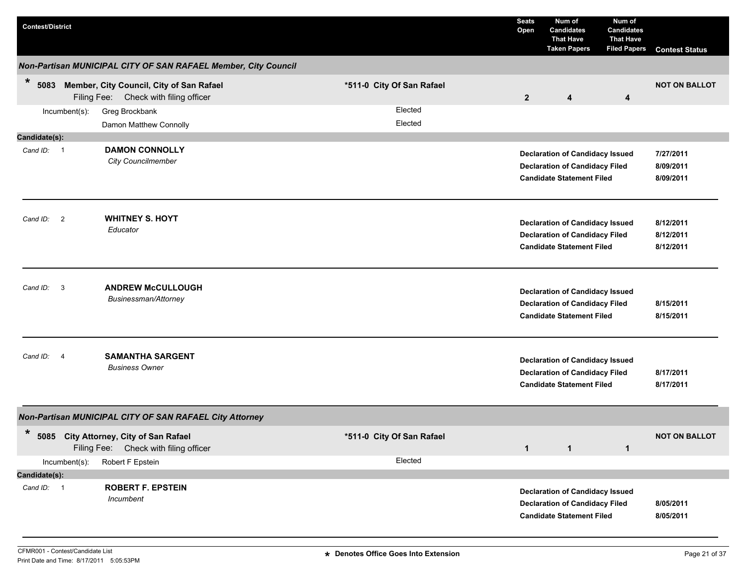| Contest/District | | Seats Open | Num of Candidates That Have Taken Papers | Num of Candidates That Have Filed Papers | Contest Status |
|---|---|---|---|---|---|

## Non-Partisan MUNICIPAL CITY OF SAN RAFAEL Member, City Council

| | | | | | |
|---|---|---|---|---|---|
| * 5083 Member, City Council, City of San Rafael<br>Filing Fee: Check with filing officer | *511-0 City Of San Rafael | 2 | 4 | 4 | NOT ON BALLOT |

Incumbent(s):

- Greg Brockbank — Elected
- Damon Matthew Connolly — Elected

**Candidate(s):**

*Cand ID:* 1 — **DAMON CONNOLLY**
*City Councilmember*

| | |
|---|---|
| **Declaration of Candidacy Issued** | **7/27/2011** |
| **Declaration of Candidacy Filed** | **8/09/2011** |
| **Candidate Statement Filed** | **8/09/2011** |

*Cand ID:* 2 — **WHITNEY S. HOYT**
*Educator*

| | |
|---|---|
| **Declaration of Candidacy Issued** | **8/12/2011** |
| **Declaration of Candidacy Filed** | **8/12/2011** |
| **Candidate Statement Filed** | **8/12/2011** |

*Cand ID:* 3 — **ANDREW McCULLOUGH**
*Businessman/Attorney*

| | |
|---|---|
| **Declaration of Candidacy Issued** | |
| **Declaration of Candidacy Filed** | **8/15/2011** |
| **Candidate Statement Filed** | **8/15/2011** |

*Cand ID:* 4 — **SAMANTHA SARGENT**
*Business Owner*

| | |
|---|---|
| **Declaration of Candidacy Issued** | |
| **Declaration of Candidacy Filed** | **8/17/2011** |
| **Candidate Statement Filed** | **8/17/2011** |

## Non-Partisan MUNICIPAL CITY OF SAN RAFAEL City Attorney

| | | | | | |
|---|---|---|---|---|---|
| * 5085 City Attorney, City of San Rafael<br>Filing Fee: Check with filing officer | *511-0 City Of San Rafael | 1 | 1 | 1 | NOT ON BALLOT |

Incumbent(s):

- Robert F Epstein — Elected

**Candidate(s):**

*Cand ID:* 1 — **ROBERT F. EPSTEIN**
*Incumbent*

| | |
|---|---|
| **Declaration of Candidacy Issued** | |
| **Declaration of Candidacy Filed** | **8/05/2011** |
| **Candidate Statement Filed** | **8/05/2011** |

CFMR001 - Contest/Candidate List
Print Date and Time: 8/17/2011 5:05:53PM

**\* Denotes Office Goes Into Extension**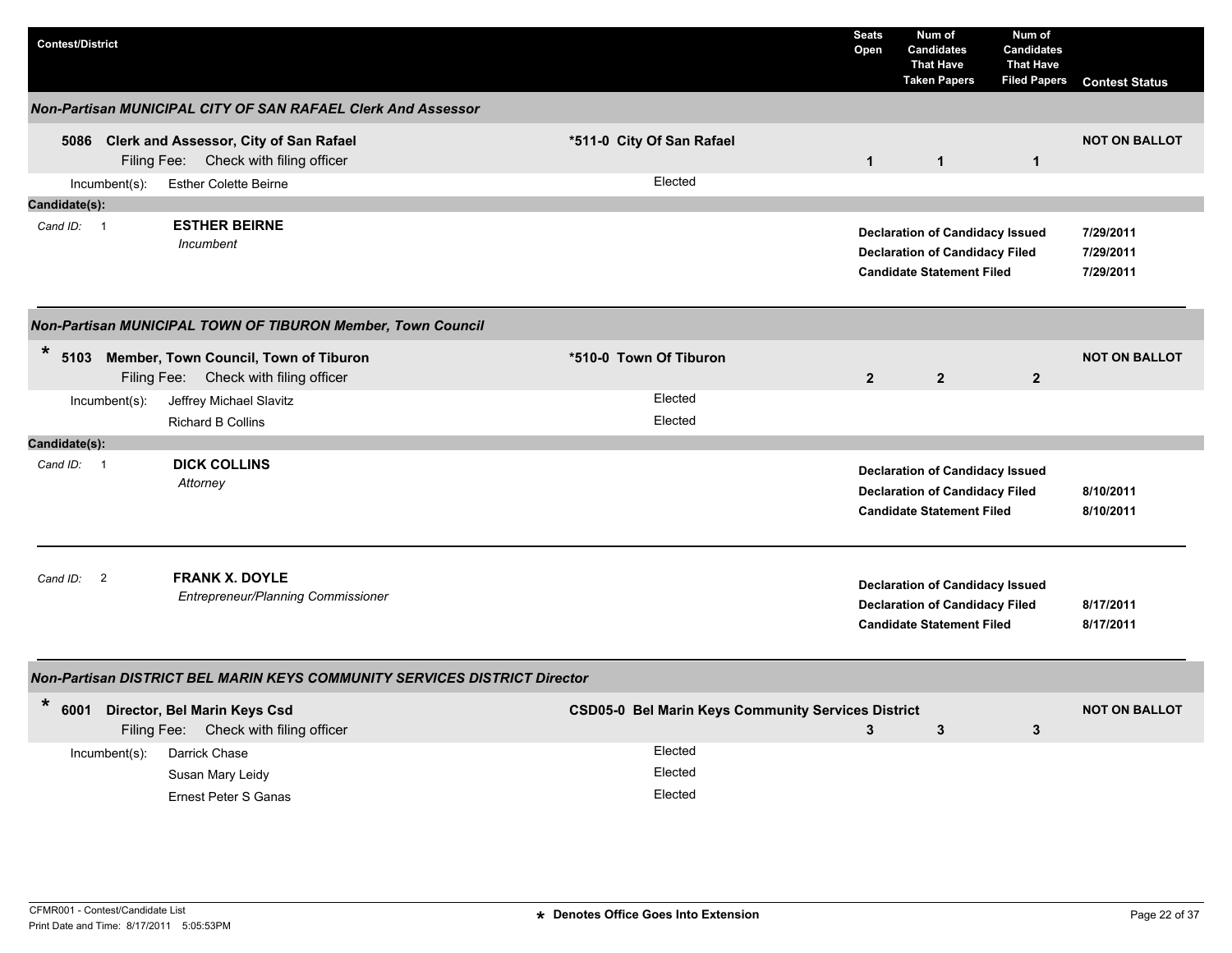| Contest/District | | Seats Open | Num of Candidates That Have Taken Papers | Num of Candidates That Have Filed Papers | Contest Status |
|---|---|---|---|---|---|

### Non-Partisan MUNICIPAL CITY OF SAN RAFAEL Clerk And Assessor

**5086 Clerk and Assessor, City of San Rafael** — **\*511-0 City Of San Rafael**

Filing Fee: Check with filing officer

| Seats Open | Num of Candidates That Have Taken Papers | Num of Candidates That Have Filed Papers | Contest Status |
|---|---|---|---|
| 1 | 1 | 1 | NOT ON BALLOT |

Incumbent(s): Esther Colette Beirne — Elected

**Candidate(s):**

Cand ID: 1 — **ESTHER BEIRNE**
*Incumbent*

| | |
|---|---|
| **Declaration of Candidacy Issued** | **7/29/2011** |
| **Declaration of Candidacy Filed** | **7/29/2011** |
| **Candidate Statement Filed** | **7/29/2011** |

### Non-Partisan MUNICIPAL TOWN OF TIBURON Member, Town Council

\* **5103 Member, Town Council, Town of Tiburon** — **\*510-0 Town Of Tiburon**

Filing Fee: Check with filing officer

| Seats Open | Num of Candidates That Have Taken Papers | Num of Candidates That Have Filed Papers | Contest Status |
|---|---|---|---|
| 2 | 2 | 2 | NOT ON BALLOT |

Incumbent(s):
- Jeffrey Michael Slavitz — Elected
- Richard B Collins — Elected

**Candidate(s):**

Cand ID: 1 — **DICK COLLINS**
*Attorney*

| | |
|---|---|
| **Declaration of Candidacy Issued** | |
| **Declaration of Candidacy Filed** | **8/10/2011** |
| **Candidate Statement Filed** | **8/10/2011** |

Cand ID: 2 — **FRANK X. DOYLE**
*Entrepreneur/Planning Commissioner*

| | |
|---|---|
| **Declaration of Candidacy Issued** | |
| **Declaration of Candidacy Filed** | **8/17/2011** |
| **Candidate Statement Filed** | **8/17/2011** |

### Non-Partisan DISTRICT BEL MARIN KEYS COMMUNITY SERVICES DISTRICT Director

\* **6001 Director, Bel Marin Keys Csd** — **CSD05-0 Bel Marin Keys Community Services District**

Filing Fee: Check with filing officer

| Seats Open | Num of Candidates That Have Taken Papers | Num of Candidates That Have Filed Papers | Contest Status |
|---|---|---|---|
| 3 | 3 | 3 | NOT ON BALLOT |

Incumbent(s):
- Darrick Chase — Elected
- Susan Mary Leidy — Elected
- Ernest Peter S Ganas — Elected

CFMR001 - Contest/Candidate List
Print Date and Time: 8/17/2011 5:05:53PM

\* Denotes Office Goes Into Extension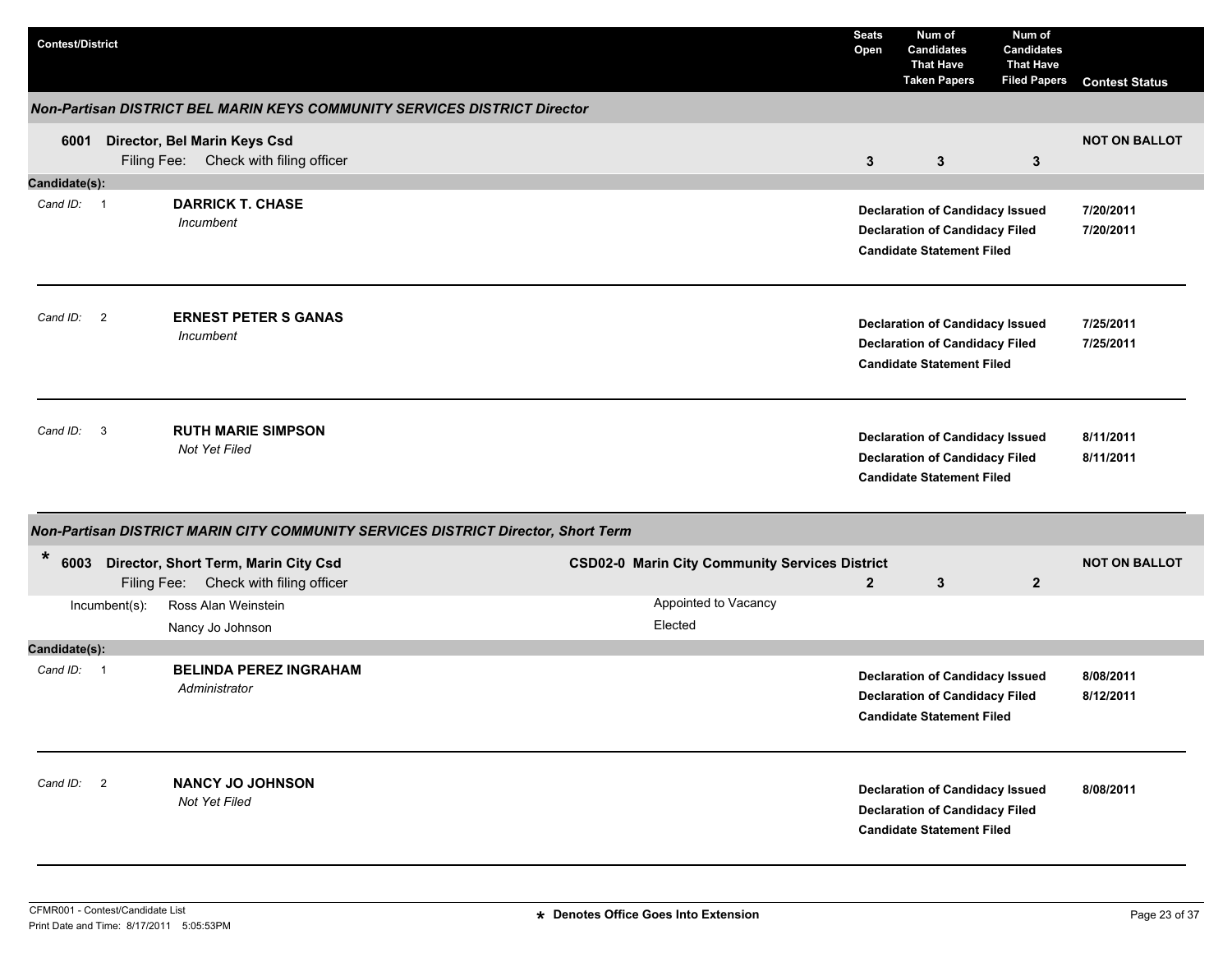| Contest/District | Seats Open | Num of Candidates That Have Taken Papers | Num of Candidates That Have Filed Papers | Contest Status |
|---|---|---|---|---|

### Non-Partisan DISTRICT BEL MARIN KEYS COMMUNITY SERVICES DISTRICT Director

**6001 Director, Bel Marin Keys Csd**
Filing Fee: Check with filing officer

| Seats Open | Num of Candidates That Have Taken Papers | Num of Candidates That Have Filed Papers | Contest Status |
|---|---|---|---|
| 3 | 3 | 3 | NOT ON BALLOT |

**Candidate(s):**

*Cand ID:* 1 — **DARRICK T. CHASE**
*Incumbent*

| | |
|---|---|
| **Declaration of Candidacy Issued** | **7/20/2011** |
| **Declaration of Candidacy Filed** | **7/20/2011** |
| **Candidate Statement Filed** | |

*Cand ID:* 2 — **ERNEST PETER S GANAS**
*Incumbent*

| | |
|---|---|
| **Declaration of Candidacy Issued** | **7/25/2011** |
| **Declaration of Candidacy Filed** | **7/25/2011** |
| **Candidate Statement Filed** | |

*Cand ID:* 3 — **RUTH MARIE SIMPSON**
*Not Yet Filed*

| | |
|---|---|
| **Declaration of Candidacy Issued** | **8/11/2011** |
| **Declaration of Candidacy Filed** | **8/11/2011** |
| **Candidate Statement Filed** | |

### Non-Partisan DISTRICT MARIN CITY COMMUNITY SERVICES DISTRICT Director, Short Term

\* **6003 Director, Short Term, Marin City Csd** — **CSD02-0 Marin City Community Services District**
Filing Fee: Check with filing officer

| Seats Open | Num of Candidates That Have Taken Papers | Num of Candidates That Have Filed Papers | Contest Status |
|---|---|---|---|
| 2 | 3 | 2 | NOT ON BALLOT |

Incumbent(s):

| | |
|---|---|
| Ross Alan Weinstein | Appointed to Vacancy |
| Nancy Jo Johnson | Elected |

**Candidate(s):**

*Cand ID:* 1 — **BELINDA PEREZ INGRAHAM**
*Administrator*

| | |
|---|---|
| **Declaration of Candidacy Issued** | **8/08/2011** |
| **Declaration of Candidacy Filed** | **8/12/2011** |
| **Candidate Statement Filed** | |

*Cand ID:* 2 — **NANCY JO JOHNSON**
*Not Yet Filed*

| | |
|---|---|
| **Declaration of Candidacy Issued** | **8/08/2011** |
| **Declaration of Candidacy Filed** | |
| **Candidate Statement Filed** | |

CFMR001 - Contest/Candidate List
Print Date and Time: 8/17/2011 5:05:53PM

\* Denotes Office Goes Into Extension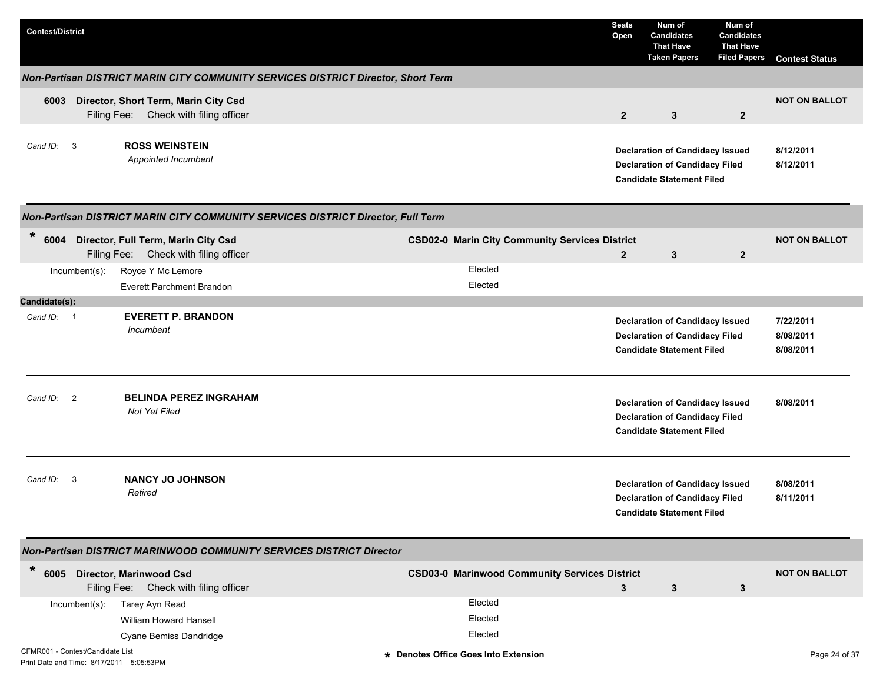| Contest/District | Seats Open | Num of Candidates That Have Taken Papers | Num of Candidates That Have Filed Papers | Contest Status |
|---|---|---|---|---|

### *Non-Partisan DISTRICT MARIN CITY COMMUNITY SERVICES DISTRICT Director, Short Term*

**6003 Director, Short Term, Marin City Csd**
Filing Fee: Check with filing officer

| Seats Open | Num of Candidates That Have Taken Papers | Num of Candidates That Have Filed Papers | Contest Status |
|---|---|---|---|
| 2 | 3 | 2 | NOT ON BALLOT |

Cand ID: 3 **ROSS WEINSTEIN**
*Appointed Incumbent*

| | |
|---|---|
| **Declaration of Candidacy Issued** | **8/12/2011** |
| **Declaration of Candidacy Filed** | **8/12/2011** |
| **Candidate Statement Filed** | |

### *Non-Partisan DISTRICT MARIN CITY COMMUNITY SERVICES DISTRICT Director, Full Term*

\* **6004 Director, Full Term, Marin City Csd** — **CSD02-0 Marin City Community Services District**
Filing Fee: Check with filing officer

| Seats Open | Num of Candidates That Have Taken Papers | Num of Candidates That Have Filed Papers | Contest Status |
|---|---|---|---|
| 2 | 3 | 2 | NOT ON BALLOT |

Incumbent(s):

| Incumbent | Status |
|---|---|
| Royce Y Mc Lemore | Elected |
| Everett Parchment Brandon | Elected |

**Candidate(s):**

Cand ID: 1 **EVERETT P. BRANDON**
*Incumbent*

| | |
|---|---|
| **Declaration of Candidacy Issued** | **7/22/2011** |
| **Declaration of Candidacy Filed** | **8/08/2011** |
| **Candidate Statement Filed** | **8/08/2011** |

Cand ID: 2 **BELINDA PEREZ INGRAHAM**
*Not Yet Filed*

| | |
|---|---|
| **Declaration of Candidacy Issued** | **8/08/2011** |
| **Declaration of Candidacy Filed** | |
| **Candidate Statement Filed** | |

Cand ID: 3 **NANCY JO JOHNSON**
*Retired*

| | |
|---|---|
| **Declaration of Candidacy Issued** | **8/08/2011** |
| **Declaration of Candidacy Filed** | **8/11/2011** |
| **Candidate Statement Filed** | |

### *Non-Partisan DISTRICT MARINWOOD COMMUNITY SERVICES DISTRICT Director*

\* **6005 Director, Marinwood Csd** — **CSD03-0 Marinwood Community Services District**
Filing Fee: Check with filing officer

| Seats Open | Num of Candidates That Have Taken Papers | Num of Candidates That Have Filed Papers | Contest Status |
|---|---|---|---|
| 3 | 3 | 3 | NOT ON BALLOT |

Incumbent(s):

| Incumbent | Status |
|---|---|
| Tarey Ayn Read | Elected |
| William Howard Hansell | Elected |
| Cyane Bemiss Dandridge | Elected |

\* Denotes Office Goes Into Extension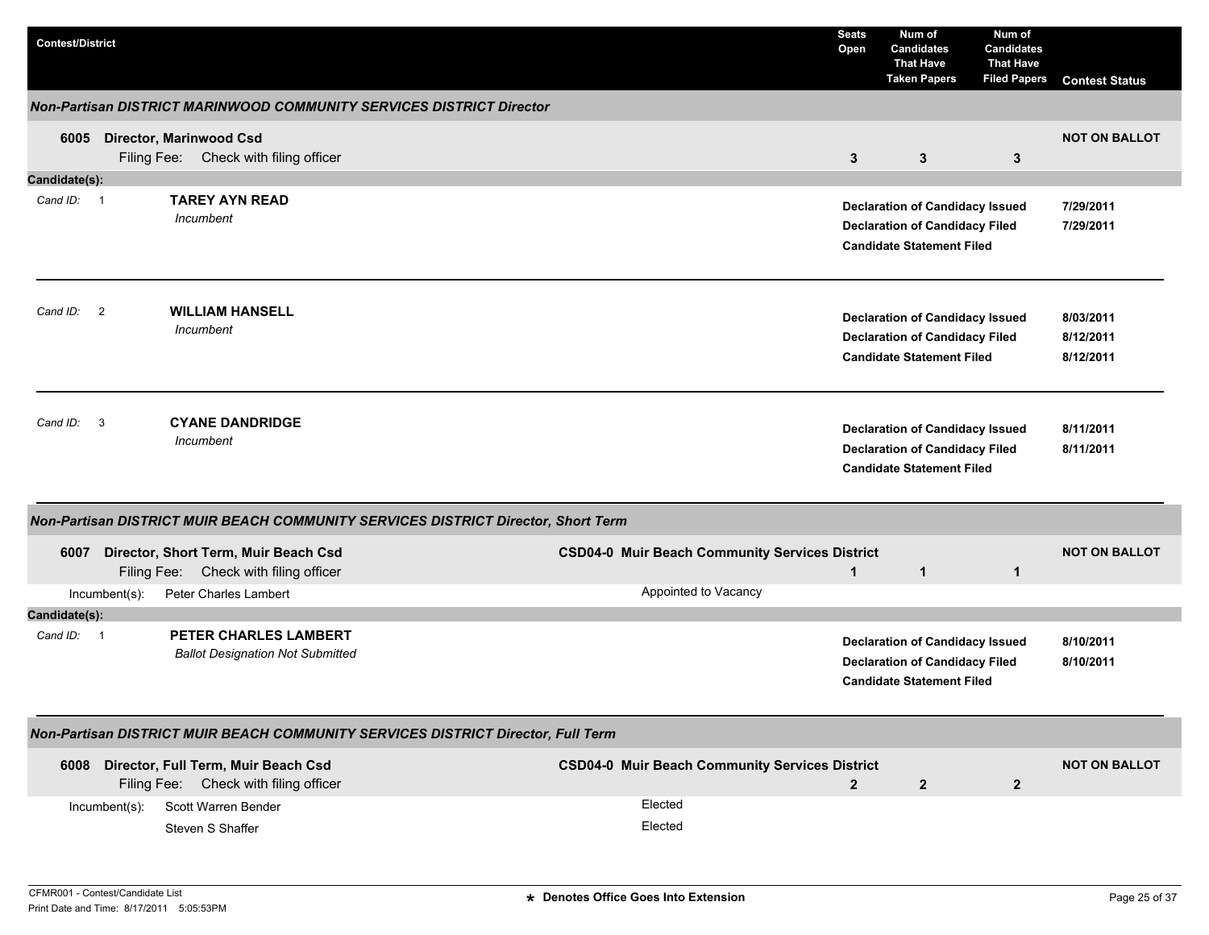| Contest/District | | Seats Open | Num of Candidates That Have Taken Papers | Num of Candidates That Have Filed Papers | Contest Status |
|---|---|---|---|---|---|

### *Non-Partisan DISTRICT MARINWOOD COMMUNITY SERVICES DISTRICT Director*

**6005 Director, Marinwood Csd**
Filing Fee: Check with filing officer

| Seats Open | Taken Papers | Filed Papers | Contest Status |
|---|---|---|---|
| 3 | 3 | 3 | NOT ON BALLOT |

**Candidate(s):**

| Cand ID | Candidate | Status | Date |
|---|---|---|---|
| 1 | **TAREY AYN READ**<br>*Incumbent* | Declaration of Candidacy Issued | 7/29/2011 |
| | | Declaration of Candidacy Filed | 7/29/2011 |
| | | Candidate Statement Filed | |
| 2 | **WILLIAM HANSELL**<br>*Incumbent* | Declaration of Candidacy Issued | 8/03/2011 |
| | | Declaration of Candidacy Filed | 8/12/2011 |
| | | Candidate Statement Filed | 8/12/2011 |
| 3 | **CYANE DANDRIDGE**<br>*Incumbent* | Declaration of Candidacy Issued | 8/11/2011 |
| | | Declaration of Candidacy Filed | 8/11/2011 |
| | | Candidate Statement Filed | |

### *Non-Partisan DISTRICT MUIR BEACH COMMUNITY SERVICES DISTRICT Director, Short Term*

**6007 Director, Short Term, Muir Beach Csd** — **CSD04-0 Muir Beach Community Services District**
Filing Fee: Check with filing officer

| Seats Open | Taken Papers | Filed Papers | Contest Status |
|---|---|---|---|
| 1 | 1 | 1 | NOT ON BALLOT |

Incumbent(s): Peter Charles Lambert — Appointed to Vacancy

**Candidate(s):**

| Cand ID | Candidate | Status | Date |
|---|---|---|---|
| 1 | **PETER CHARLES LAMBERT**<br>*Ballot Designation Not Submitted* | Declaration of Candidacy Issued | 8/10/2011 |
| | | Declaration of Candidacy Filed | 8/10/2011 |
| | | Candidate Statement Filed | |

### *Non-Partisan DISTRICT MUIR BEACH COMMUNITY SERVICES DISTRICT Director, Full Term*

**6008 Director, Full Term, Muir Beach Csd** — **CSD04-0 Muir Beach Community Services District**
Filing Fee: Check with filing officer

| Seats Open | Taken Papers | Filed Papers | Contest Status |
|---|---|---|---|
| 2 | 2 | 2 | NOT ON BALLOT |

Incumbent(s):
- Scott Warren Bender — Elected
- Steven S Shaffer — Elected

★ Denotes Office Goes Into Extension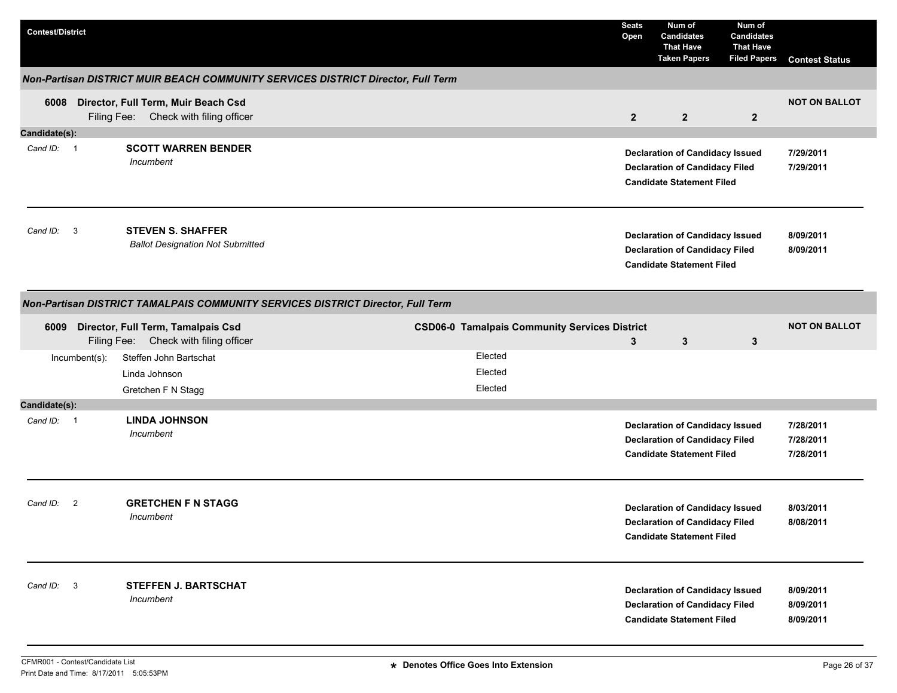| Contest/District | Seats Open | Num of Candidates That Have Taken Papers | Num of Candidates That Have Filed Papers | Contest Status |
|---|---|---|---|---|

### *Non-Partisan DISTRICT MUIR BEACH COMMUNITY SERVICES DISTRICT Director, Full Term*

| Contest/District | Seats Open | Num of Candidates That Have Taken Papers | Num of Candidates That Have Filed Papers | Contest Status |
|---|---|---|---|---|
| **6008 Director, Full Term, Muir Beach Csd** Filing Fee: Check with filing officer | **2** | **2** | **2** | **NOT ON BALLOT** |

**Candidate(s):**

| Cand ID | Candidate | Status | Date |
|---|---|---|---|
| 1 | **SCOTT WARREN BENDER** *Incumbent* | **Declaration of Candidacy Issued** | **7/29/2011** |
| | | **Declaration of Candidacy Filed** | **7/29/2011** |
| | | **Candidate Statement Filed** | |
| 3 | **STEVEN S. SHAFFER** *Ballot Designation Not Submitted* | **Declaration of Candidacy Issued** | **8/09/2011** |
| | | **Declaration of Candidacy Filed** | **8/09/2011** |
| | | **Candidate Statement Filed** | |

### *Non-Partisan DISTRICT TAMALPAIS COMMUNITY SERVICES DISTRICT Director, Full Term*

| Contest/District | District | Seats Open | Num of Candidates That Have Taken Papers | Num of Candidates That Have Filed Papers | Contest Status |
|---|---|---|---|---|---|
| **6009 Director, Full Term, Tamalpais Csd** Filing Fee: Check with filing officer | **CSD06-0 Tamalpais Community Services District** | **3** | **3** | **3** | **NOT ON BALLOT** |

| Incumbent(s) | |
|---|---|
| Steffen John Bartschat | Elected |
| Linda Johnson | Elected |
| Gretchen F N Stagg | Elected |

**Candidate(s):**

| Cand ID | Candidate | Status | Date |
|---|---|---|---|
| 1 | **LINDA JOHNSON** *Incumbent* | **Declaration of Candidacy Issued** | **7/28/2011** |
| | | **Declaration of Candidacy Filed** | **7/28/2011** |
| | | **Candidate Statement Filed** | **7/28/2011** |
| 2 | **GRETCHEN F N STAGG** *Incumbent* | **Declaration of Candidacy Issued** | **8/03/2011** |
| | | **Declaration of Candidacy Filed** | **8/08/2011** |
| | | **Candidate Statement Filed** | |
| 3 | **STEFFEN J. BARTSCHAT** *Incumbent* | **Declaration of Candidacy Issued** | **8/09/2011** |
| | | **Declaration of Candidacy Filed** | **8/09/2011** |
| | | **Candidate Statement Filed** | **8/09/2011** |

CFMR001 - Contest/Candidate List
Print Date and Time: 8/17/2011 5:05:53PM

**\* Denotes Office Goes Into Extension**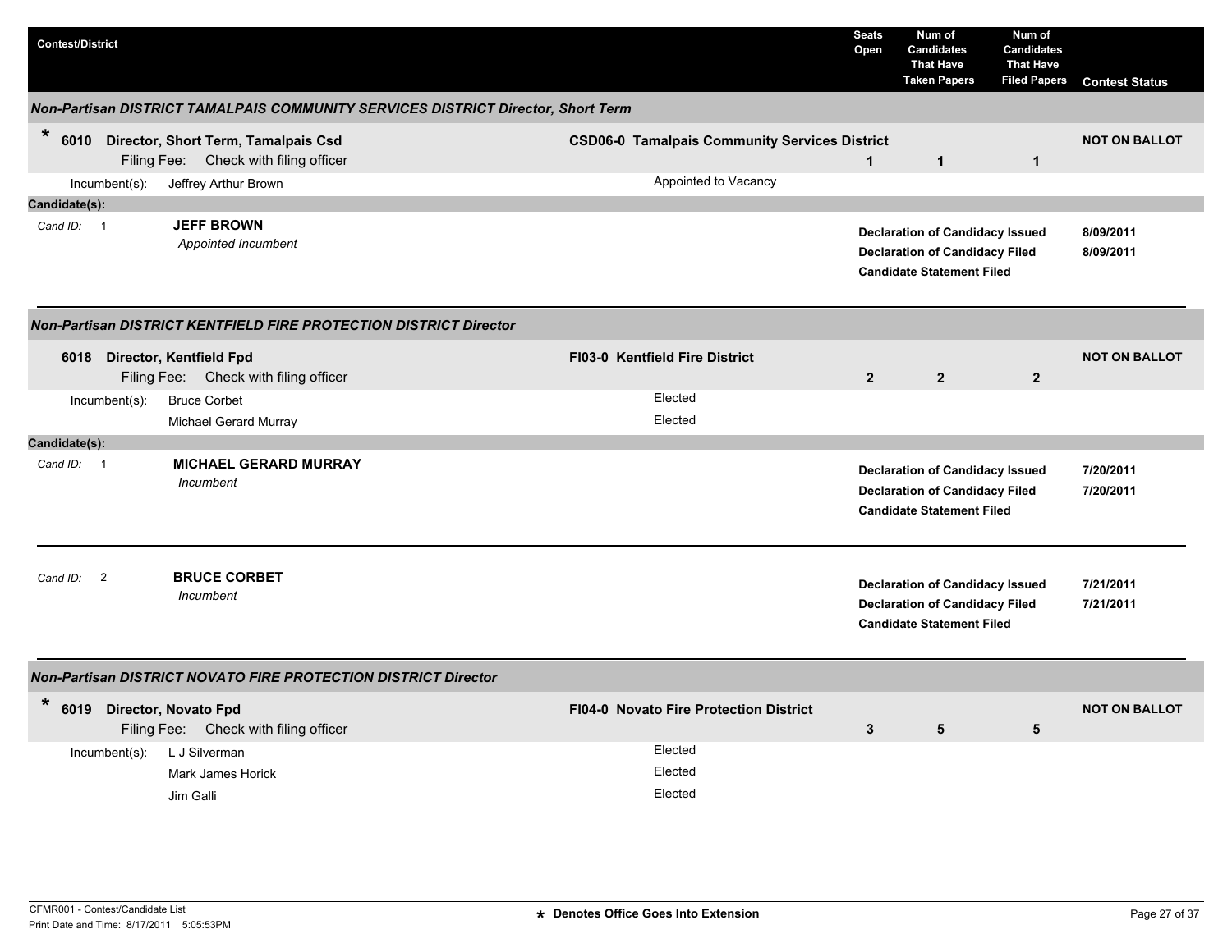| Contest/District | | Seats Open | Num of Candidates That Have Taken Papers | Num of Candidates That Have Filed Papers | Contest Status |
|---|---|---|---|---|---|

### *Non-Partisan DISTRICT TAMALPAIS COMMUNITY SERVICES DISTRICT Director, Short Term*

| | | Seats Open | Taken Papers | Filed Papers | Contest Status |
|---|---|---|---|---|---|
| * **6010 Director, Short Term, Tamalpais Csd** Filing Fee: Check with filing officer | **CSD06-0 Tamalpais Community Services District** | **1** | **1** | **1** | **NOT ON BALLOT** |
| Incumbent(s): Jeffrey Arthur Brown | Appointed to Vacancy | | | | |

**Candidate(s):**

| Cand ID | Candidate | Status | Date |
|---|---|---|---|
| 1 | **JEFF BROWN** *Appointed Incumbent* | **Declaration of Candidacy Issued** | **8/09/2011** |
| | | **Declaration of Candidacy Filed** | **8/09/2011** |
| | | **Candidate Statement Filed** | |

### *Non-Partisan DISTRICT KENTFIELD FIRE PROTECTION DISTRICT Director*

| | | Seats Open | Taken Papers | Filed Papers | Contest Status |
|---|---|---|---|---|---|
| **6018 Director, Kentfield Fpd** Filing Fee: Check with filing officer | **FI03-0 Kentfield Fire District** | **2** | **2** | **2** | **NOT ON BALLOT** |
| Incumbent(s): Bruce Corbet | Elected | | | | |
| Michael Gerard Murray | Elected | | | | |

**Candidate(s):**

| Cand ID | Candidate | Status | Date |
|---|---|---|---|
| 1 | **MICHAEL GERARD MURRAY** *Incumbent* | **Declaration of Candidacy Issued** | **7/20/2011** |
| | | **Declaration of Candidacy Filed** | **7/20/2011** |
| | | **Candidate Statement Filed** | |
| 2 | **BRUCE CORBET** *Incumbent* | **Declaration of Candidacy Issued** | **7/21/2011** |
| | | **Declaration of Candidacy Filed** | **7/21/2011** |
| | | **Candidate Statement Filed** | |

### *Non-Partisan DISTRICT NOVATO FIRE PROTECTION DISTRICT Director*

| | | Seats Open | Taken Papers | Filed Papers | Contest Status |
|---|---|---|---|---|---|
| * **6019 Director, Novato Fpd** Filing Fee: Check with filing officer | **FI04-0 Novato Fire Protection District** | **3** | **5** | **5** | **NOT ON BALLOT** |
| Incumbent(s): L J Silverman | Elected | | | | |
| Mark James Horick | Elected | | | | |
| Jim Galli | Elected | | | | |

CFMR001 - Contest/Candidate List
Print Date and Time: 8/17/2011 5:05:53PM

**\* Denotes Office Goes Into Extension**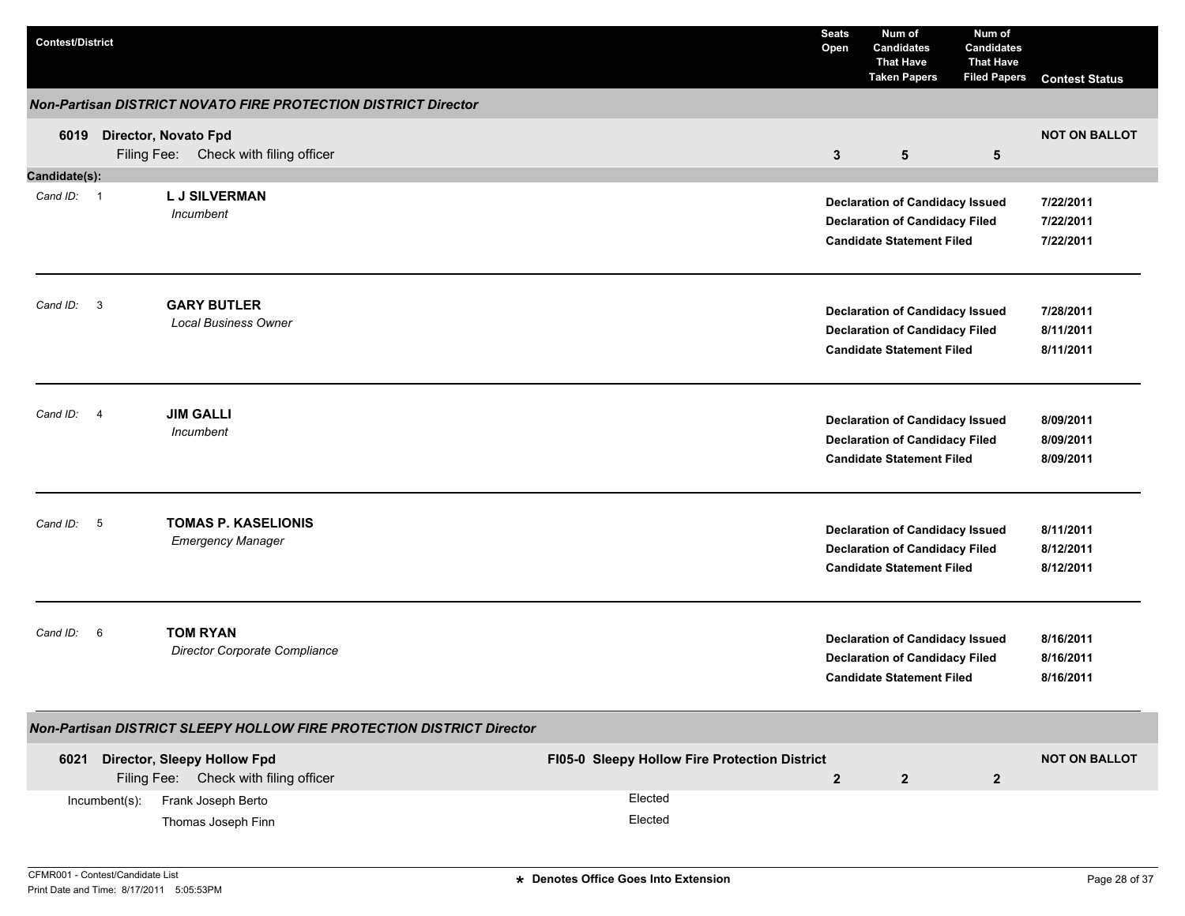| Contest/District | Seats Open | Num of Candidates That Have Taken Papers | Num of Candidates That Have Filed Papers | Contest Status |
|---|---|---|---|---|

### *Non-Partisan DISTRICT NOVATO FIRE PROTECTION DISTRICT Director*

| Contest/District | Seats Open | Num of Candidates That Have Taken Papers | Num of Candidates That Have Filed Papers | Contest Status |
|---|---|---|---|---|
| **6019 Director, Novato Fpd** Filing Fee: Check with filing officer | **3** | **5** | **5** | **NOT ON BALLOT** |

**Candidate(s):**

| Cand ID | Candidate | Action | Date |
|---|---|---|---|
| 1 | **L J SILVERMAN** *Incumbent* | **Declaration of Candidacy Issued** | **7/22/2011** |
| | | **Declaration of Candidacy Filed** | **7/22/2011** |
| | | **Candidate Statement Filed** | **7/22/2011** |
| 3 | **GARY BUTLER** *Local Business Owner* | **Declaration of Candidacy Issued** | **7/28/2011** |
| | | **Declaration of Candidacy Filed** | **8/11/2011** |
| | | **Candidate Statement Filed** | **8/11/2011** |
| 4 | **JIM GALLI** *Incumbent* | **Declaration of Candidacy Issued** | **8/09/2011** |
| | | **Declaration of Candidacy Filed** | **8/09/2011** |
| | | **Candidate Statement Filed** | **8/09/2011** |
| 5 | **TOMAS P. KASELIONIS** *Emergency Manager* | **Declaration of Candidacy Issued** | **8/11/2011** |
| | | **Declaration of Candidacy Filed** | **8/12/2011** |
| | | **Candidate Statement Filed** | **8/12/2011** |
| 6 | **TOM RYAN** *Director Corporate Compliance* | **Declaration of Candidacy Issued** | **8/16/2011** |
| | | **Declaration of Candidacy Filed** | **8/16/2011** |
| | | **Candidate Statement Filed** | **8/16/2011** |

### *Non-Partisan DISTRICT SLEEPY HOLLOW FIRE PROTECTION DISTRICT Director*

| Contest/District | District | Seats Open | Num of Candidates That Have Taken Papers | Num of Candidates That Have Filed Papers | Contest Status |
|---|---|---|---|---|---|
| **6021 Director, Sleepy Hollow Fpd** Filing Fee: Check with filing officer | **FI05-0 Sleepy Hollow Fire Protection District** | **2** | **2** | **2** | **NOT ON BALLOT** |

| Incumbent(s): | Status |
|---|---|
| Frank Joseph Berto | Elected |
| Thomas Joseph Finn | Elected |

**\* Denotes Office Goes Into Extension**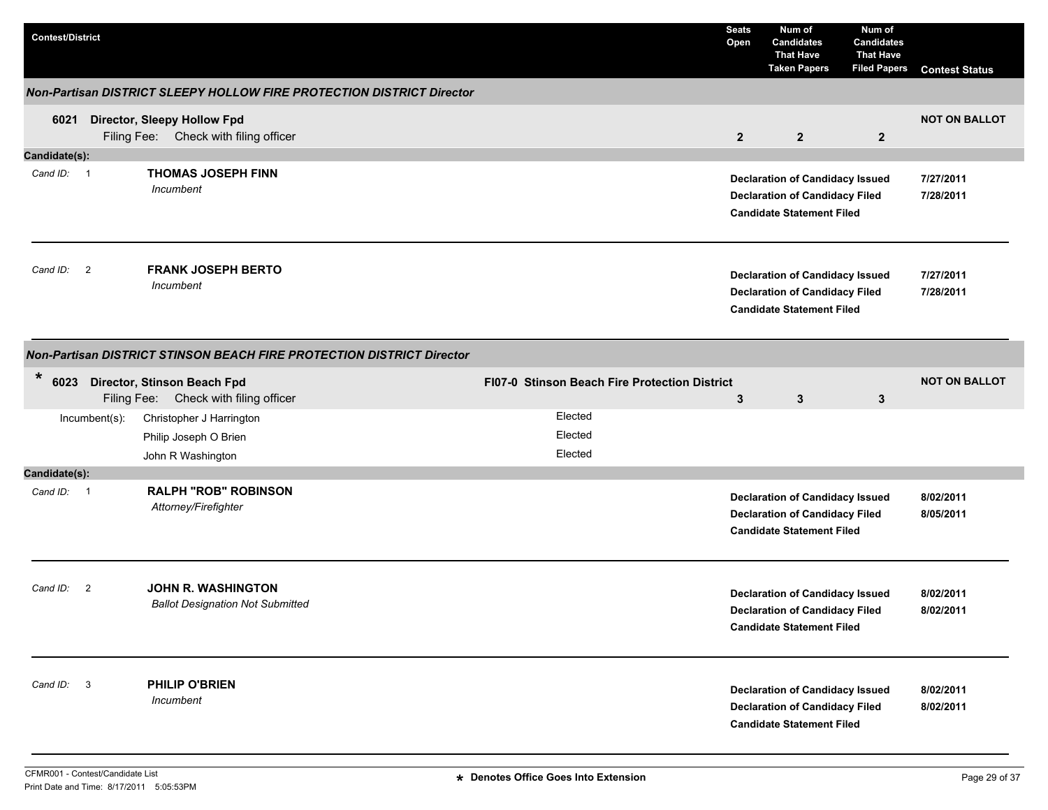| Contest/District | Seats Open | Num of Candidates That Have Taken Papers | Num of Candidates That Have Filed Papers | Contest Status |
|---|---|---|---|---|

### *Non-Partisan DISTRICT SLEEPY HOLLOW FIRE PROTECTION DISTRICT Director*

| Contest/District | Seats Open | Num of Candidates That Have Taken Papers | Num of Candidates That Have Filed Papers | Contest Status |
|---|---|---|---|---|
| **6021 Director, Sleepy Hollow Fpd** Filing Fee: Check with filing officer | **2** | **2** | **2** | **NOT ON BALLOT** |

**Candidate(s):**

*Cand ID:* 1 — **THOMAS JOSEPH FINN**
*Incumbent*

| | |
|---|---|
| **Declaration of Candidacy Issued** | **7/27/2011** |
| **Declaration of Candidacy Filed** | **7/28/2011** |
| **Candidate Statement Filed** | |

*Cand ID:* 2 — **FRANK JOSEPH BERTO**
*Incumbent*

| | |
|---|---|
| **Declaration of Candidacy Issued** | **7/27/2011** |
| **Declaration of Candidacy Filed** | **7/28/2011** |
| **Candidate Statement Filed** | |

### *Non-Partisan DISTRICT STINSON BEACH FIRE PROTECTION DISTRICT Director*

| Contest/District | District | Seats Open | Num of Candidates That Have Taken Papers | Num of Candidates That Have Filed Papers | Contest Status |
|---|---|---|---|---|---|
| * **6023 Director, Stinson Beach Fpd** Filing Fee: Check with filing officer | **FI07-0 Stinson Beach Fire Protection District** | **3** | **3** | **3** | **NOT ON BALLOT** |

| Incumbent(s): | |
|---|---|
| Christopher J Harrington | Elected |
| Philip Joseph O Brien | Elected |
| John R Washington | Elected |

**Candidate(s):**

*Cand ID:* 1 — **RALPH "ROB" ROBINSON**
*Attorney/Firefighter*

| | |
|---|---|
| **Declaration of Candidacy Issued** | **8/02/2011** |
| **Declaration of Candidacy Filed** | **8/05/2011** |
| **Candidate Statement Filed** | |

*Cand ID:* 2 — **JOHN R. WASHINGTON**
*Ballot Designation Not Submitted*

| | |
|---|---|
| **Declaration of Candidacy Issued** | **8/02/2011** |
| **Declaration of Candidacy Filed** | **8/02/2011** |
| **Candidate Statement Filed** | |

*Cand ID:* 3 — **PHILIP O'BRIEN**
*Incumbent*

| | |
|---|---|
| **Declaration of Candidacy Issued** | **8/02/2011** |
| **Declaration of Candidacy Filed** | **8/02/2011** |
| **Candidate Statement Filed** | |

CFMR001 - Contest/Candidate List
Print Date and Time: 8/17/2011 5:05:53PM

**\* Denotes Office Goes Into Extension**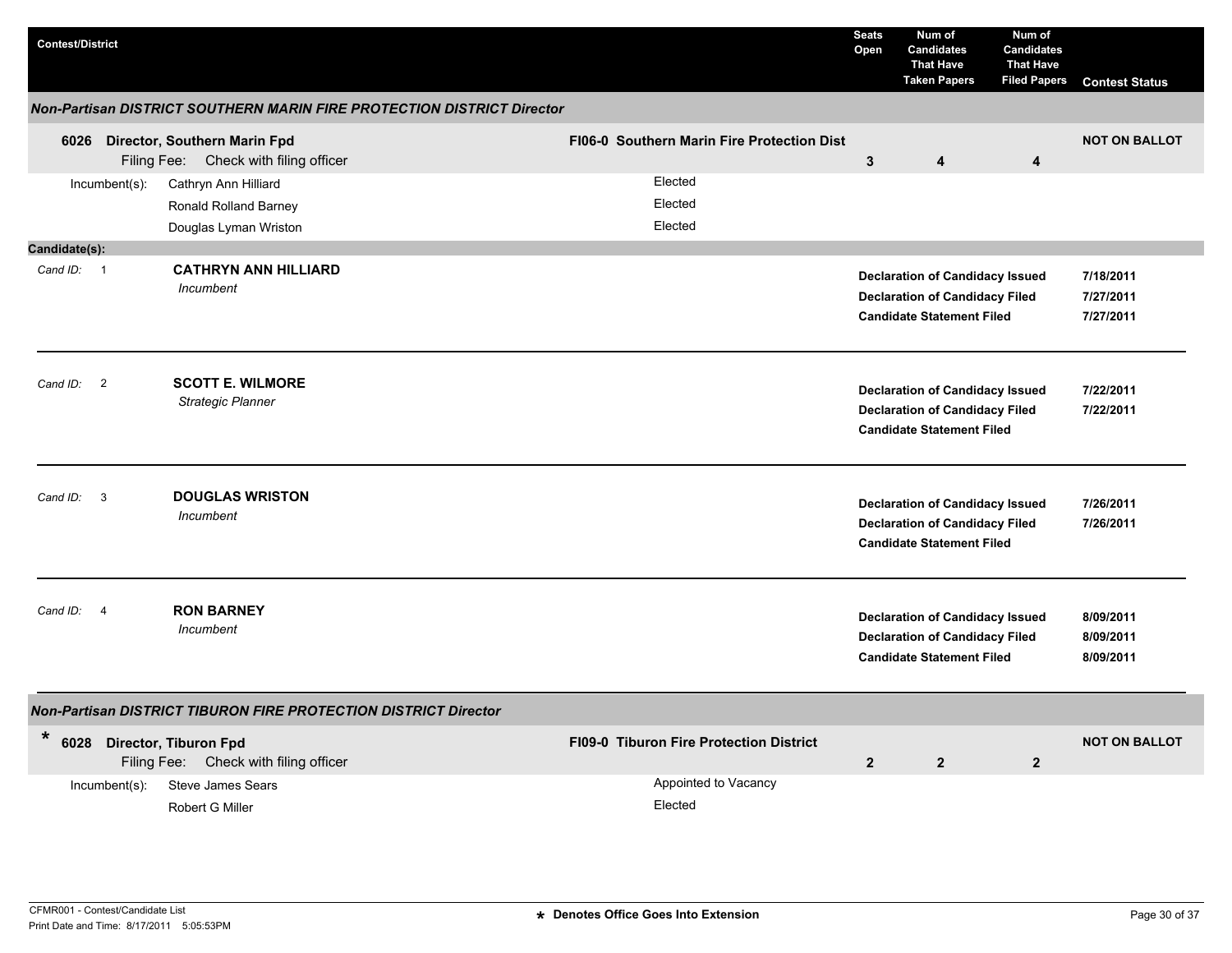| Contest/District | | Seats Open | Num of Candidates That Have Taken Papers | Num of Candidates That Have Filed Papers | Contest Status |
|---|---|---|---|---|---|

***Non-Partisan DISTRICT SOUTHERN MARIN FIRE PROTECTION DISTRICT Director***

| Contest/District | | Seats Open | Num of Candidates That Have Taken Papers | Num of Candidates That Have Filed Papers | Contest Status |
|---|---|---|---|---|---|
| **6026 Director, Southern Marin Fpd** Filing Fee: Check with filing officer | **FI06-0 Southern Marin Fire Protection Dist** | **3** | **4** | **4** | **NOT ON BALLOT** |

Incumbent(s):

| Incumbent | Status |
|---|---|
| Cathryn Ann Hilliard | Elected |
| Ronald Rolland Barney | Elected |
| Douglas Lyman Wriston | Elected |

**Candidate(s):**

*Cand ID:* 1 — **CATHRYN ANN HILLIARD**
*Incumbent*

| | |
|---|---|
| **Declaration of Candidacy Issued** | **7/18/2011** |
| **Declaration of Candidacy Filed** | **7/27/2011** |
| **Candidate Statement Filed** | **7/27/2011** |

---

*Cand ID:* 2 — **SCOTT E. WILMORE**
*Strategic Planner*

| | |
|---|---|
| **Declaration of Candidacy Issued** | **7/22/2011** |
| **Declaration of Candidacy Filed** | **7/22/2011** |
| **Candidate Statement Filed** | |

---

*Cand ID:* 3 — **DOUGLAS WRISTON**
*Incumbent*

| | |
|---|---|
| **Declaration of Candidacy Issued** | **7/26/2011** |
| **Declaration of Candidacy Filed** | **7/26/2011** |
| **Candidate Statement Filed** | |

---

*Cand ID:* 4 — **RON BARNEY**
*Incumbent*

| | |
|---|---|
| **Declaration of Candidacy Issued** | **8/09/2011** |
| **Declaration of Candidacy Filed** | **8/09/2011** |
| **Candidate Statement Filed** | **8/09/2011** |

---

***Non-Partisan DISTRICT TIBURON FIRE PROTECTION DISTRICT Director***

| Contest/District | | Seats Open | Num of Candidates That Have Taken Papers | Num of Candidates That Have Filed Papers | Contest Status |
|---|---|---|---|---|---|
| * **6028 Director, Tiburon Fpd** Filing Fee: Check with filing officer | **FI09-0 Tiburon Fire Protection District** | **2** | **2** | **2** | **NOT ON BALLOT** |

Incumbent(s):

| Incumbent | Status |
|---|---|
| Steve James Sears | Appointed to Vacancy |
| Robert G Miller | Elected |

CFMR001 - Contest/Candidate List
Print Date and Time: 8/17/2011 5:05:53PM

**\* Denotes Office Goes Into Extension**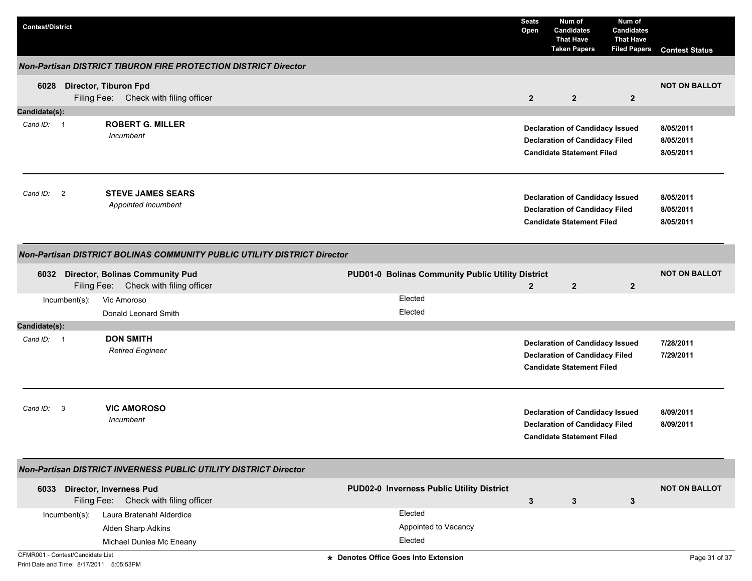| Contest/District | | Seats Open | Num of Candidates That Have Taken Papers | Num of Candidates That Have Filed Papers | Contest Status |
|---|---|---|---|---|---|

### *Non-Partisan DISTRICT TIBURON FIRE PROTECTION DISTRICT Director*

**6028 Director, Tiburon Fpd**
Filing Fee: Check with filing officer

| Seats Open | Taken Papers | Filed Papers | Contest Status |
|---|---|---|---|
| 2 | 2 | 2 | NOT ON BALLOT |

**Candidate(s):**

Cand ID: 1 — **ROBERT G. MILLER**
*Incumbent*

| Status | Date |
|---|---|
| Declaration of Candidacy Issued | 8/05/2011 |
| Declaration of Candidacy Filed | 8/05/2011 |
| Candidate Statement Filed | 8/05/2011 |

Cand ID: 2 — **STEVE JAMES SEARS**
*Appointed Incumbent*

| Status | Date |
|---|---|
| Declaration of Candidacy Issued | 8/05/2011 |
| Declaration of Candidacy Filed | 8/05/2011 |
| Candidate Statement Filed | 8/05/2011 |

### *Non-Partisan DISTRICT BOLINAS COMMUNITY PUBLIC UTILITY DISTRICT Director*

**6032 Director, Bolinas Community Pud** — PUD01-0 Bolinas Community Public Utility District
Filing Fee: Check with filing officer

| Seats Open | Taken Papers | Filed Papers | Contest Status |
|---|---|---|---|
| 2 | 2 | 2 | NOT ON BALLOT |

Incumbent(s):

| Name | |
|---|---|
| Vic Amoroso | Elected |
| Donald Leonard Smith | Elected |

**Candidate(s):**

Cand ID: 1 — **DON SMITH**
*Retired Engineer*

| Status | Date |
|---|---|
| Declaration of Candidacy Issued | 7/28/2011 |
| Declaration of Candidacy Filed | 7/29/2011 |
| Candidate Statement Filed | |

Cand ID: 3 — **VIC AMOROSO**
*Incumbent*

| Status | Date |
|---|---|
| Declaration of Candidacy Issued | 8/09/2011 |
| Declaration of Candidacy Filed | 8/09/2011 |
| Candidate Statement Filed | |

### *Non-Partisan DISTRICT INVERNESS PUBLIC UTILITY DISTRICT Director*

**6033 Director, Inverness Pud** — PUD02-0 Inverness Public Utility District
Filing Fee: Check with filing officer

| Seats Open | Taken Papers | Filed Papers | Contest Status |
|---|---|---|---|
| 3 | 3 | 3 | NOT ON BALLOT |

Incumbent(s):

| Name | |
|---|---|
| Laura Bratenahl Alderdice | Elected |
| Alden Sharp Adkins | Appointed to Vacancy |
| Michael Dunlea Mc Eneany | Elected |

CFMR001 - Contest/Candidate List
Print Date and Time: 8/17/2011 5:05:53PM

★ Denotes Office Goes Into Extension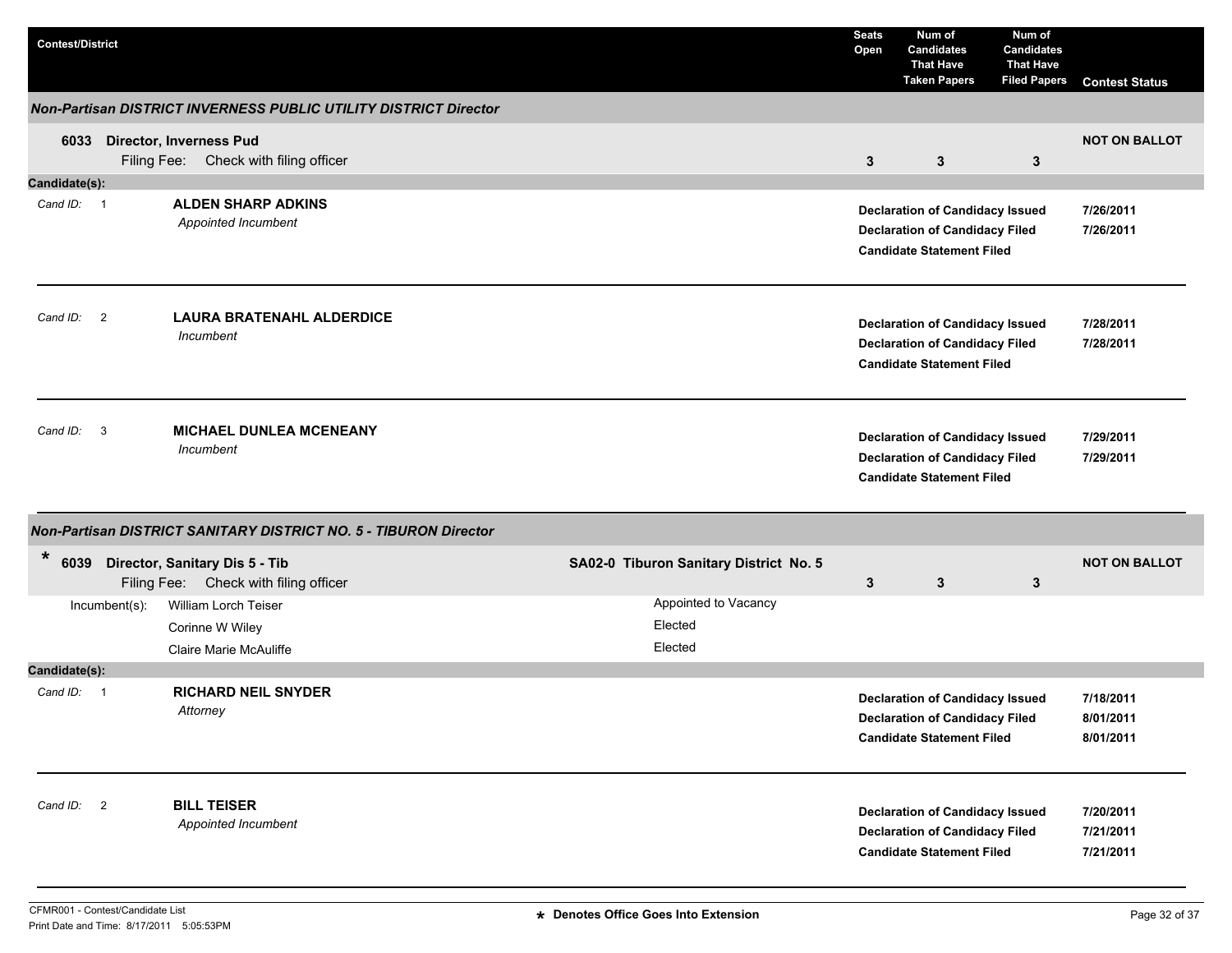| Contest/District | | Seats Open | Num of Candidates That Have Taken Papers | Num of Candidates That Have Filed Papers | Contest Status |
|---|---|---|---|---|---|

### Non-Partisan DISTRICT INVERNESS PUBLIC UTILITY DISTRICT Director

| Contest | | Seats Open | Taken Papers | Filed Papers | Contest Status |
|---|---|---|---|---|---|
| **6033 Director, Inverness Pud**<br>Filing Fee: Check with filing officer | | 3 | 3 | 3 | **NOT ON BALLOT** |

**Candidate(s):**

| Cand ID | Candidate | Status | Date |
|---|---|---|---|
| 1 | **ALDEN SHARP ADKINS**<br>*Appointed Incumbent* | **Declaration of Candidacy Issued**<br>**Declaration of Candidacy Filed**<br>**Candidate Statement Filed** | 7/26/2011<br>7/26/2011 |
| 2 | **LAURA BRATENAHL ALDERDICE**<br>*Incumbent* | **Declaration of Candidacy Issued**<br>**Declaration of Candidacy Filed**<br>**Candidate Statement Filed** | 7/28/2011<br>7/28/2011 |
| 3 | **MICHAEL DUNLEA MCENEANY**<br>*Incumbent* | **Declaration of Candidacy Issued**<br>**Declaration of Candidacy Filed**<br>**Candidate Statement Filed** | 7/29/2011<br>7/29/2011 |

### Non-Partisan DISTRICT SANITARY DISTRICT NO. 5 - TIBURON Director

| Contest | District | Seats Open | Taken Papers | Filed Papers | Contest Status |
|---|---|---|---|---|---|
| * **6039 Director, Sanitary Dis 5 - Tib**<br>Filing Fee: Check with filing officer | **SA02-0 Tiburon Sanitary District No. 5** | 3 | 3 | 3 | **NOT ON BALLOT** |

| Incumbent(s): | |
|---|---|
| William Lorch Teiser | Appointed to Vacancy |
| Corinne W Wiley | Elected |
| Claire Marie McAuliffe | Elected |

**Candidate(s):**

| Cand ID | Candidate | Status | Date |
|---|---|---|---|
| 1 | **RICHARD NEIL SNYDER**<br>*Attorney* | **Declaration of Candidacy Issued**<br>**Declaration of Candidacy Filed**<br>**Candidate Statement Filed** | 7/18/2011<br>8/01/2011<br>8/01/2011 |
| 2 | **BILL TEISER**<br>*Appointed Incumbent* | **Declaration of Candidacy Issued**<br>**Declaration of Candidacy Filed**<br>**Candidate Statement Filed** | 7/20/2011<br>7/21/2011<br>7/21/2011 |

CFMR001 - Contest/Candidate List
Print Date and Time: 8/17/2011 5:05:53PM

* Denotes Office Goes Into Extension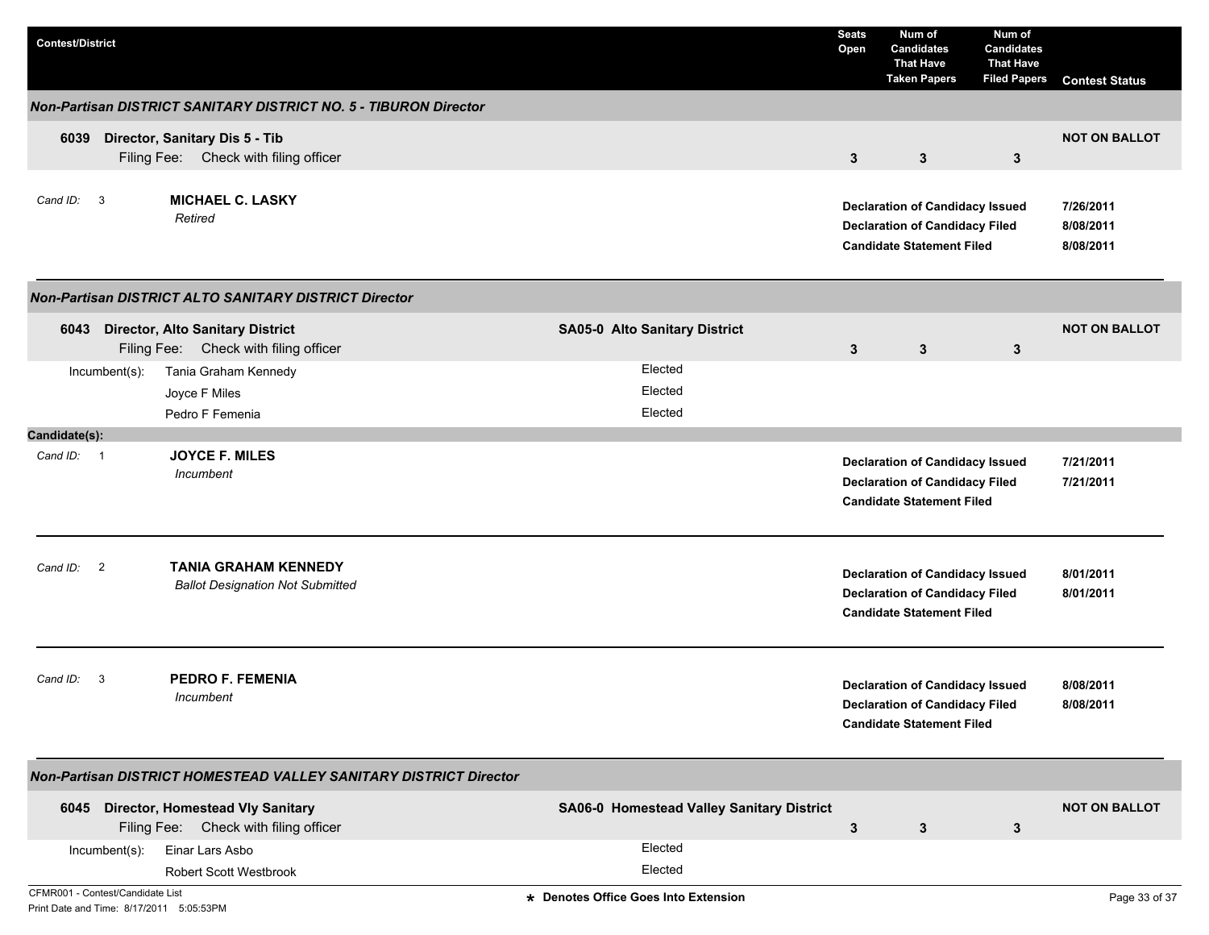| Contest/District | | Seats Open | Num of Candidates That Have Taken Papers | Num of Candidates That Have Filed Papers | Contest Status |
|---|---|---|---|---|---|

### *Non-Partisan DISTRICT SANITARY DISTRICT NO. 5 - TIBURON Director*

**6039 Director, Sanitary Dis 5 - Tib**
Filing Fee: Check with filing officer

| Seats Open | Num of Candidates That Have Taken Papers | Num of Candidates That Have Filed Papers | Contest Status |
|---|---|---|---|
| 3 | 3 | 3 | NOT ON BALLOT |

*Cand ID:* 3 **MICHAEL C. LASKY**
*Retired*

| | |
|---|---|
| **Declaration of Candidacy Issued** | 7/26/2011 |
| **Declaration of Candidacy Filed** | 8/08/2011 |
| **Candidate Statement Filed** | 8/08/2011 |

### *Non-Partisan DISTRICT ALTO SANITARY DISTRICT Director*

**6043 Director, Alto Sanitary District** — **SA05-0 Alto Sanitary District**
Filing Fee: Check with filing officer

| Seats Open | Num of Candidates That Have Taken Papers | Num of Candidates That Have Filed Papers | Contest Status |
|---|---|---|---|
| 3 | 3 | 3 | NOT ON BALLOT |

| Incumbent(s): | |
|---|---|
| Tania Graham Kennedy | Elected |
| Joyce F Miles | Elected |
| Pedro F Femenia | Elected |

**Candidate(s):**

*Cand ID:* 1 **JOYCE F. MILES**
*Incumbent*

| | |
|---|---|
| **Declaration of Candidacy Issued** | 7/21/2011 |
| **Declaration of Candidacy Filed** | 7/21/2011 |
| **Candidate Statement Filed** | |

*Cand ID:* 2 **TANIA GRAHAM KENNEDY**
*Ballot Designation Not Submitted*

| | |
|---|---|
| **Declaration of Candidacy Issued** | 8/01/2011 |
| **Declaration of Candidacy Filed** | 8/01/2011 |
| **Candidate Statement Filed** | |

*Cand ID:* 3 **PEDRO F. FEMENIA**
*Incumbent*

| | |
|---|---|
| **Declaration of Candidacy Issued** | 8/08/2011 |
| **Declaration of Candidacy Filed** | 8/08/2011 |
| **Candidate Statement Filed** | |

### *Non-Partisan DISTRICT HOMESTEAD VALLEY SANITARY DISTRICT Director*

**6045 Director, Homestead Vly Sanitary** — **SA06-0 Homestead Valley Sanitary District**
Filing Fee: Check with filing officer

| Seats Open | Num of Candidates That Have Taken Papers | Num of Candidates That Have Filed Papers | Contest Status |
|---|---|---|---|
| 3 | 3 | 3 | NOT ON BALLOT |

| Incumbent(s): | |
|---|---|
| Einar Lars Asbo | Elected |
| Robert Scott Westbrook | Elected |

CFMR001 - Contest/Candidate List
Print Date and Time: 8/17/2011 5:05:53PM

* Denotes Office Goes Into Extension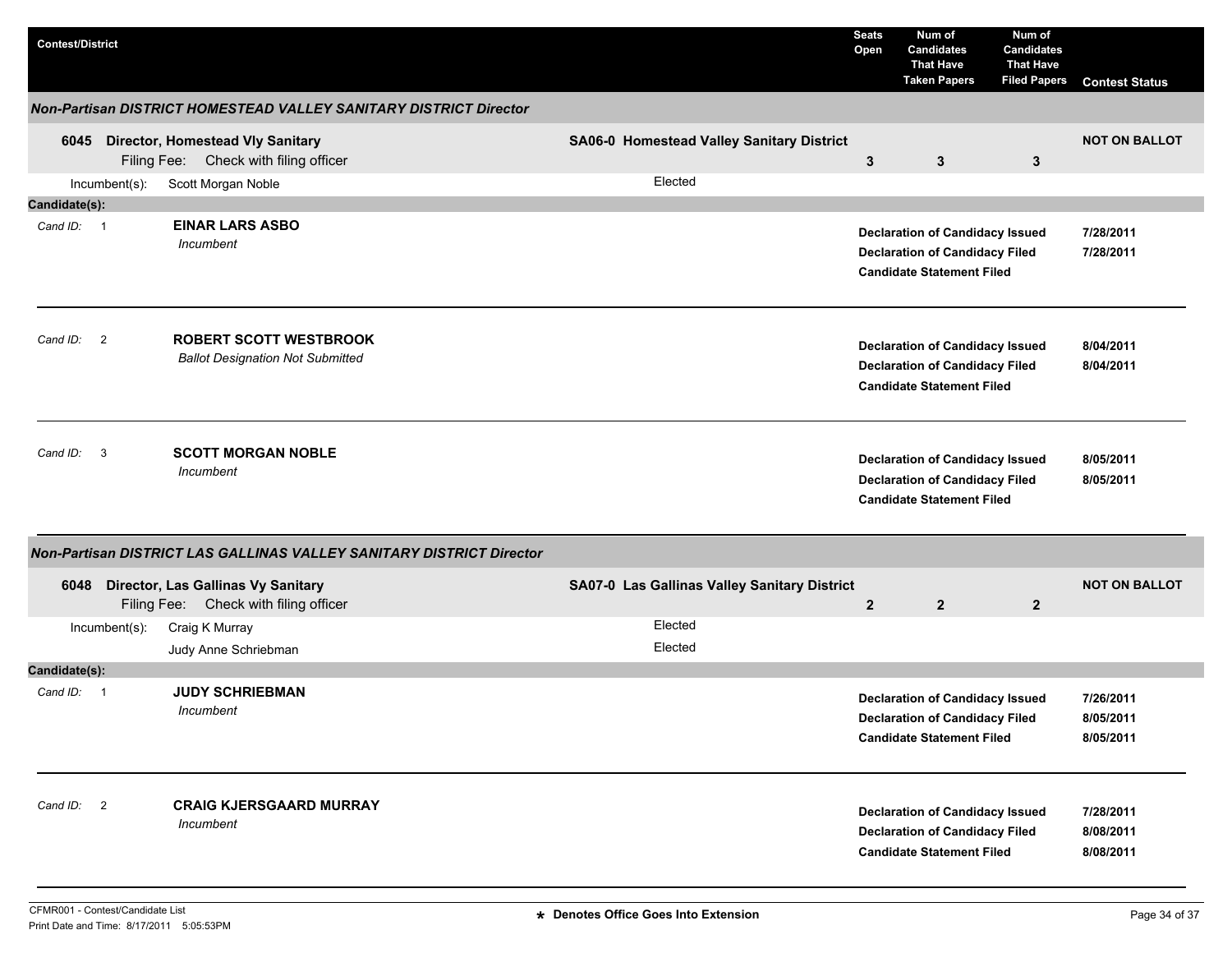| Contest/District | | Seats Open | Num of Candidates That Have Taken Papers | Num of Candidates That Have Filed Papers | Contest Status |
|---|---|---|---|---|---|

## *Non-Partisan DISTRICT HOMESTEAD VALLEY SANITARY DISTRICT Director*

| | | Seats Open | Taken Papers | Filed Papers | Contest Status |
|---|---|---|---|---|---|
| **6045 Director, Homestead Vly Sanitary** Filing Fee: Check with filing officer | **SA06-0 Homestead Valley Sanitary District** | **3** | **3** | **3** | **NOT ON BALLOT** |

Incumbent(s): Scott Morgan Noble — Elected

**Candidate(s):**

| Cand ID | Candidate | Status | Date |
|---|---|---|---|
| 1 | **EINAR LARS ASBO** *Incumbent* | **Declaration of Candidacy Issued** | **7/28/2011** |
| | | **Declaration of Candidacy Filed** | **7/28/2011** |
| | | **Candidate Statement Filed** | |
| 2 | **ROBERT SCOTT WESTBROOK** *Ballot Designation Not Submitted* | **Declaration of Candidacy Issued** | **8/04/2011** |
| | | **Declaration of Candidacy Filed** | **8/04/2011** |
| | | **Candidate Statement Filed** | |
| 3 | **SCOTT MORGAN NOBLE** *Incumbent* | **Declaration of Candidacy Issued** | **8/05/2011** |
| | | **Declaration of Candidacy Filed** | **8/05/2011** |
| | | **Candidate Statement Filed** | |

## *Non-Partisan DISTRICT LAS GALLINAS VALLEY SANITARY DISTRICT Director*

| | | Seats Open | Taken Papers | Filed Papers | Contest Status |
|---|---|---|---|---|---|
| **6048 Director, Las Gallinas Vy Sanitary** Filing Fee: Check with filing officer | **SA07-0 Las Gallinas Valley Sanitary District** | **2** | **2** | **2** | **NOT ON BALLOT** |

Incumbent(s): Craig K Murray — Elected; Judy Anne Schriebman — Elected

**Candidate(s):**

| Cand ID | Candidate | Status | Date |
|---|---|---|---|
| 1 | **JUDY SCHRIEBMAN** *Incumbent* | **Declaration of Candidacy Issued** | **7/26/2011** |
| | | **Declaration of Candidacy Filed** | **8/05/2011** |
| | | **Candidate Statement Filed** | **8/05/2011** |
| 2 | **CRAIG KJERSGAARD MURRAY** *Incumbent* | **Declaration of Candidacy Issued** | **7/28/2011** |
| | | **Declaration of Candidacy Filed** | **8/08/2011** |
| | | **Candidate Statement Filed** | **8/08/2011** |

CFMR001 - Contest/Candidate List
Print Date and Time: 8/17/2011 5:05:53PM

**★ Denotes Office Goes Into Extension**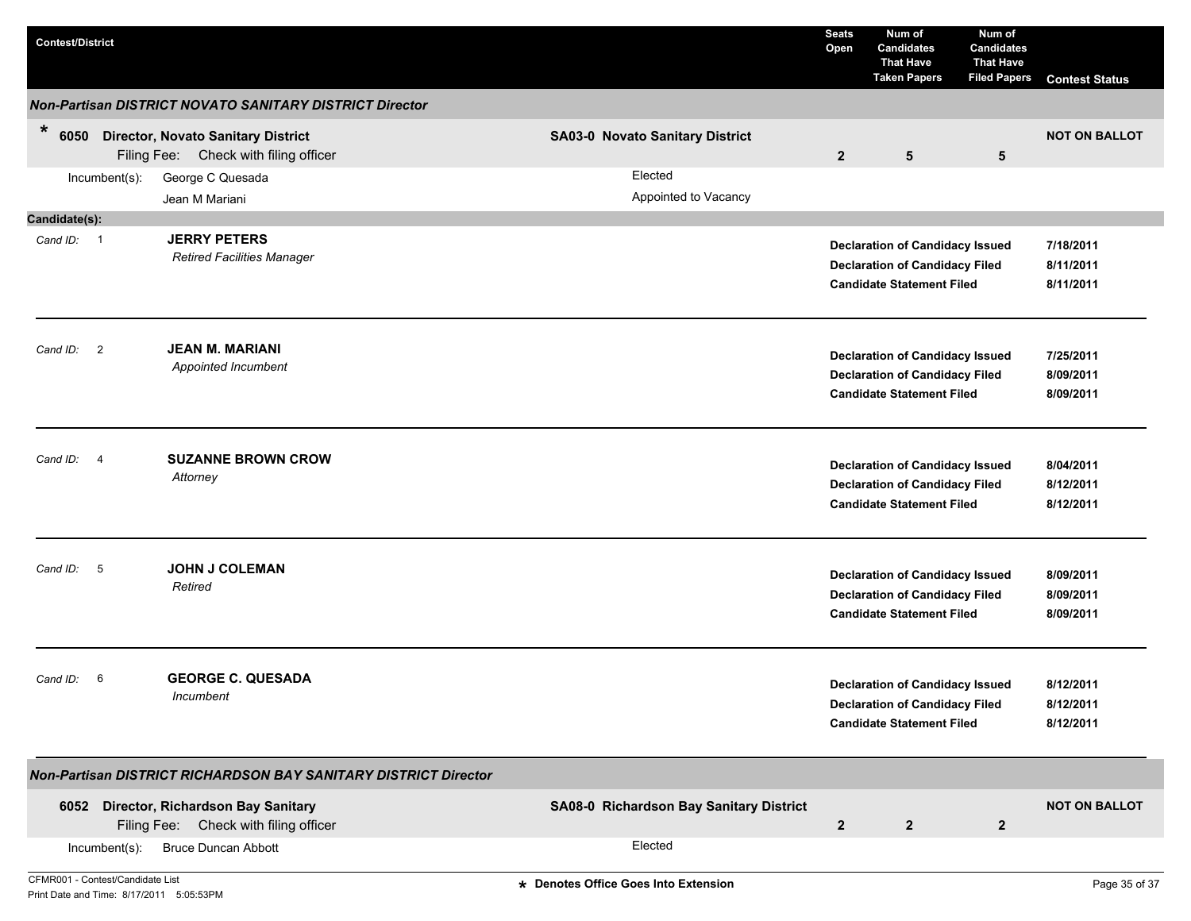| Contest/District | | Seats Open | Num of Candidates That Have Taken Papers | Num of Candidates That Have Filed Papers | Contest Status |
|---|---|---|---|---|---|

### Non-Partisan DISTRICT NOVATO SANITARY DISTRICT Director

**\* 6050 Director, Novato Sanitary District** — **SA03-0 Novato Sanitary District**

Filing Fee: Check with filing officer

| Seats Open | Num of Candidates That Have Taken Papers | Num of Candidates That Have Filed Papers | Contest Status |
|---|---|---|---|
| 2 | 5 | 5 | **NOT ON BALLOT** |

Incumbent(s):

| Incumbent | Status |
|---|---|
| George C Quesada | Elected |
| Jean M Mariani | Appointed to Vacancy |

**Candidate(s):**

| Cand ID | Candidate | Status | Date |
|---|---|---|---|
| 1 | **JERRY PETERS** *Retired Facilities Manager* | **Declaration of Candidacy Issued** | **7/18/2011** |
| | | **Declaration of Candidacy Filed** | **8/11/2011** |
| | | **Candidate Statement Filed** | **8/11/2011** |
| 2 | **JEAN M. MARIANI** *Appointed Incumbent* | **Declaration of Candidacy Issued** | **7/25/2011** |
| | | **Declaration of Candidacy Filed** | **8/09/2011** |
| | | **Candidate Statement Filed** | **8/09/2011** |
| 4 | **SUZANNE BROWN CROW** *Attorney* | **Declaration of Candidacy Issued** | **8/04/2011** |
| | | **Declaration of Candidacy Filed** | **8/12/2011** |
| | | **Candidate Statement Filed** | **8/12/2011** |
| 5 | **JOHN J COLEMAN** *Retired* | **Declaration of Candidacy Issued** | **8/09/2011** |
| | | **Declaration of Candidacy Filed** | **8/09/2011** |
| | | **Candidate Statement Filed** | **8/09/2011** |
| 6 | **GEORGE C. QUESADA** *Incumbent* | **Declaration of Candidacy Issued** | **8/12/2011** |
| | | **Declaration of Candidacy Filed** | **8/12/2011** |
| | | **Candidate Statement Filed** | **8/12/2011** |

### Non-Partisan DISTRICT RICHARDSON BAY SANITARY DISTRICT Director

**6052 Director, Richardson Bay Sanitary** — **SA08-0 Richardson Bay Sanitary District**

Filing Fee: Check with filing officer

| Seats Open | Num of Candidates That Have Taken Papers | Num of Candidates That Have Filed Papers | Contest Status |
|---|---|---|---|
| 2 | 2 | 2 | **NOT ON BALLOT** |

Incumbent(s):

| Incumbent | Status |
|---|---|
| Bruce Duncan Abbott | Elected |

CFMR001 - Contest/Candidate List
Print Date and Time: 8/17/2011 5:05:53PM

**\* Denotes Office Goes Into Extension**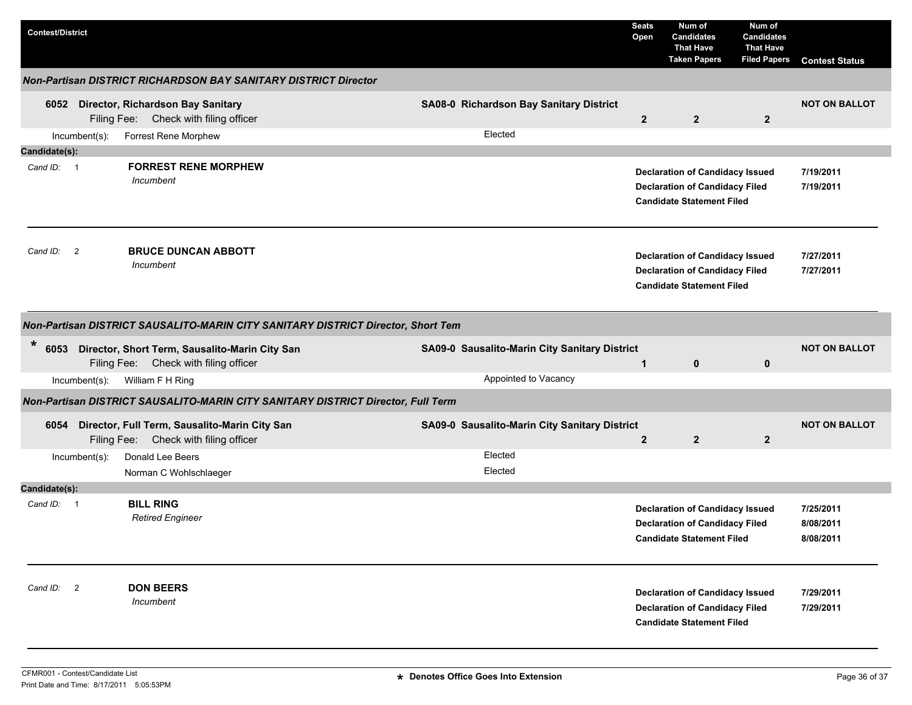| Contest/District | | Seats Open | Num of Candidates That Have Taken Papers | Num of Candidates That Have Filed Papers | Contest Status |
|---|---|---|---|---|---|

### *Non-Partisan DISTRICT RICHARDSON BAY SANITARY DISTRICT Director*

| | | Seats Open | Taken Papers | Filed Papers | Contest Status |
|---|---|---|---|---|---|
| **6052 Director, Richardson Bay Sanitary** Filing Fee: Check with filing officer | **SA08-0 Richardson Bay Sanitary District** | **2** | **2** | **2** | **NOT ON BALLOT** |
| Incumbent(s): Forrest Rene Morphew | Elected | | | | |

**Candidate(s):**

| Cand ID | Candidate | Status | Date |
|---|---|---|---|
| 1 | **FORREST RENE MORPHEW** *Incumbent* | **Declaration of Candidacy Issued** | **7/19/2011** |
| | | **Declaration of Candidacy Filed** | **7/19/2011** |
| | | **Candidate Statement Filed** | |
| 2 | **BRUCE DUNCAN ABBOTT** *Incumbent* | **Declaration of Candidacy Issued** | **7/27/2011** |
| | | **Declaration of Candidacy Filed** | **7/27/2011** |
| | | **Candidate Statement Filed** | |

### *Non-Partisan DISTRICT SAUSALITO-MARIN CITY SANITARY DISTRICT Director, Short Tem*

| | | Seats Open | Taken Papers | Filed Papers | Contest Status |
|---|---|---|---|---|---|
| * **6053 Director, Short Term, Sausalito-Marin City San** Filing Fee: Check with filing officer | **SA09-0 Sausalito-Marin City Sanitary District** | **1** | **0** | **0** | **NOT ON BALLOT** |
| Incumbent(s): William F H Ring | Appointed to Vacancy | | | | |

### *Non-Partisan DISTRICT SAUSALITO-MARIN CITY SANITARY DISTRICT Director, Full Term*

| | | Seats Open | Taken Papers | Filed Papers | Contest Status |
|---|---|---|---|---|---|
| **6054 Director, Full Term, Sausalito-Marin City San** Filing Fee: Check with filing officer | **SA09-0 Sausalito-Marin City Sanitary District** | **2** | **2** | **2** | **NOT ON BALLOT** |
| Incumbent(s): Donald Lee Beers | Elected | | | | |
| Norman C Wohlschlaeger | Elected | | | | |

**Candidate(s):**

| Cand ID | Candidate | Status | Date |
|---|---|---|---|
| 1 | **BILL RING** *Retired Engineer* | **Declaration of Candidacy Issued** | **7/25/2011** |
| | | **Declaration of Candidacy Filed** | **8/08/2011** |
| | | **Candidate Statement Filed** | **8/08/2011** |
| 2 | **DON BEERS** *Incumbent* | **Declaration of Candidacy Issued** | **7/29/2011** |
| | | **Declaration of Candidacy Filed** | **7/29/2011** |
| | | **Candidate Statement Filed** | |

**\* Denotes Office Goes Into Extension**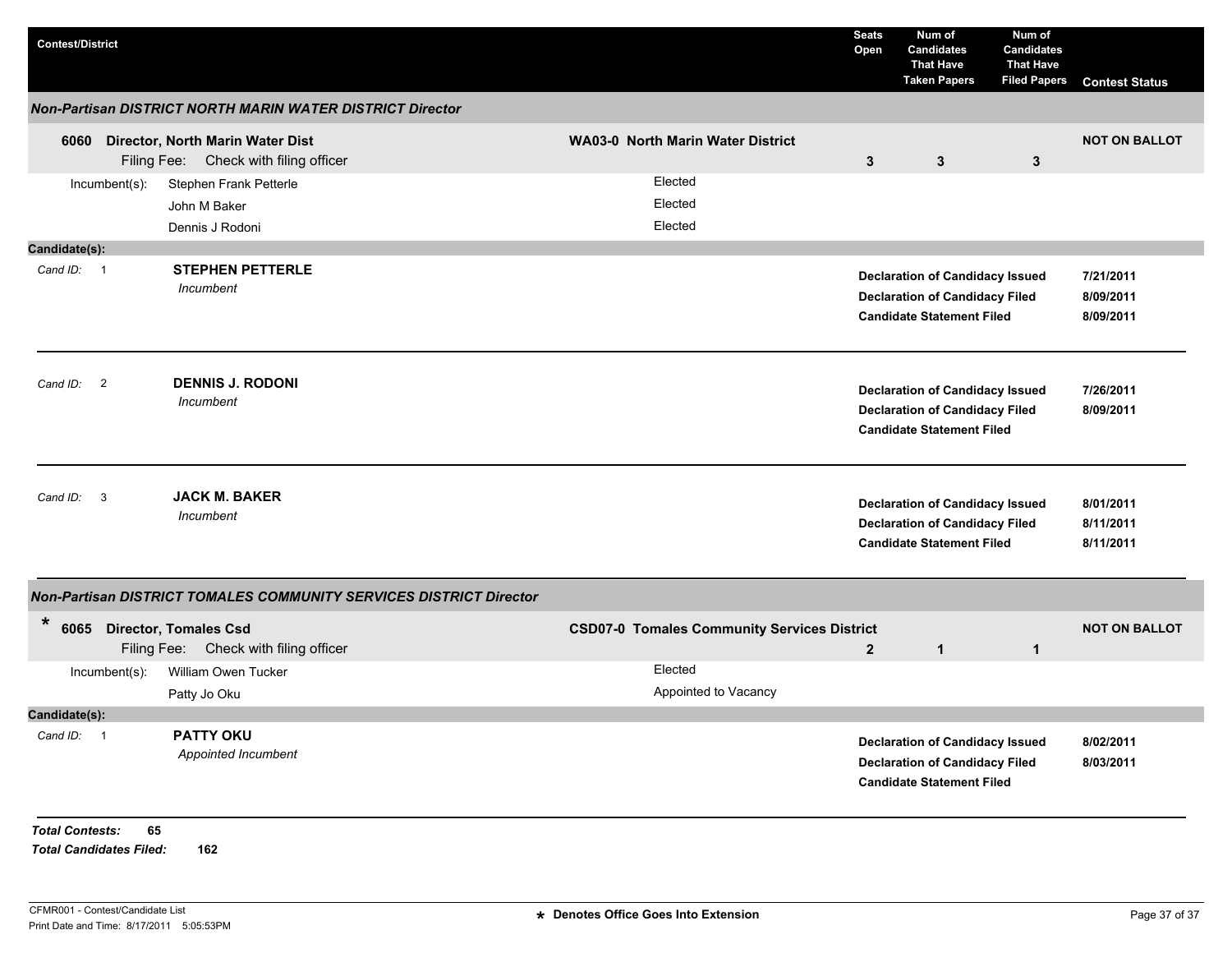| Contest/District | | Seats Open | Num of Candidates That Have Taken Papers | Num of Candidates That Have Filed Papers | Contest Status |
|---|---|---|---|---|---|

### Non-Partisan DISTRICT NORTH MARIN WATER DISTRICT Director

| | | | | | |
|---|---|---|---|---|---|
| **6060 Director, North Marin Water Dist** Filing Fee: Check with filing officer | **WA03-0 North Marin Water District** | **3** | **3** | **3** | **NOT ON BALLOT** |

Incumbent(s):

| | |
|---|---|
| Stephen Frank Petterle | Elected |
| John M Baker | Elected |
| Dennis J Rodoni | Elected |

**Candidate(s):**

*Cand ID:* 1 **STEPHEN PETTERLE**
*Incumbent*

| | |
|---|---|
| **Declaration of Candidacy Issued** | 7/21/2011 |
| **Declaration of Candidacy Filed** | 8/09/2011 |
| **Candidate Statement Filed** | 8/09/2011 |

*Cand ID:* 2 **DENNIS J. RODONI**
*Incumbent*

| | |
|---|---|
| **Declaration of Candidacy Issued** | 7/26/2011 |
| **Declaration of Candidacy Filed** | 8/09/2011 |
| **Candidate Statement Filed** | |

*Cand ID:* 3 **JACK M. BAKER**
*Incumbent*

| | |
|---|---|
| **Declaration of Candidacy Issued** | 8/01/2011 |
| **Declaration of Candidacy Filed** | 8/11/2011 |
| **Candidate Statement Filed** | 8/11/2011 |

### Non-Partisan DISTRICT TOMALES COMMUNITY SERVICES DISTRICT Director

| | | | | | |
|---|---|---|---|---|---|
| * **6065 Director, Tomales Csd** Filing Fee: Check with filing officer | **CSD07-0 Tomales Community Services District** | **2** | **1** | **1** | **NOT ON BALLOT** |

Incumbent(s):

| | |
|---|---|
| William Owen Tucker | Elected |
| Patty Jo Oku | Appointed to Vacancy |

**Candidate(s):**

*Cand ID:* 1 **PATTY OKU**
*Appointed Incumbent*

| | |
|---|---|
| **Declaration of Candidacy Issued** | 8/02/2011 |
| **Declaration of Candidacy Filed** | 8/03/2011 |
| **Candidate Statement Filed** | |

***Total Contests:*** **65**
***Total Candidates Filed:*** **162**

\* Denotes Office Goes Into Extension